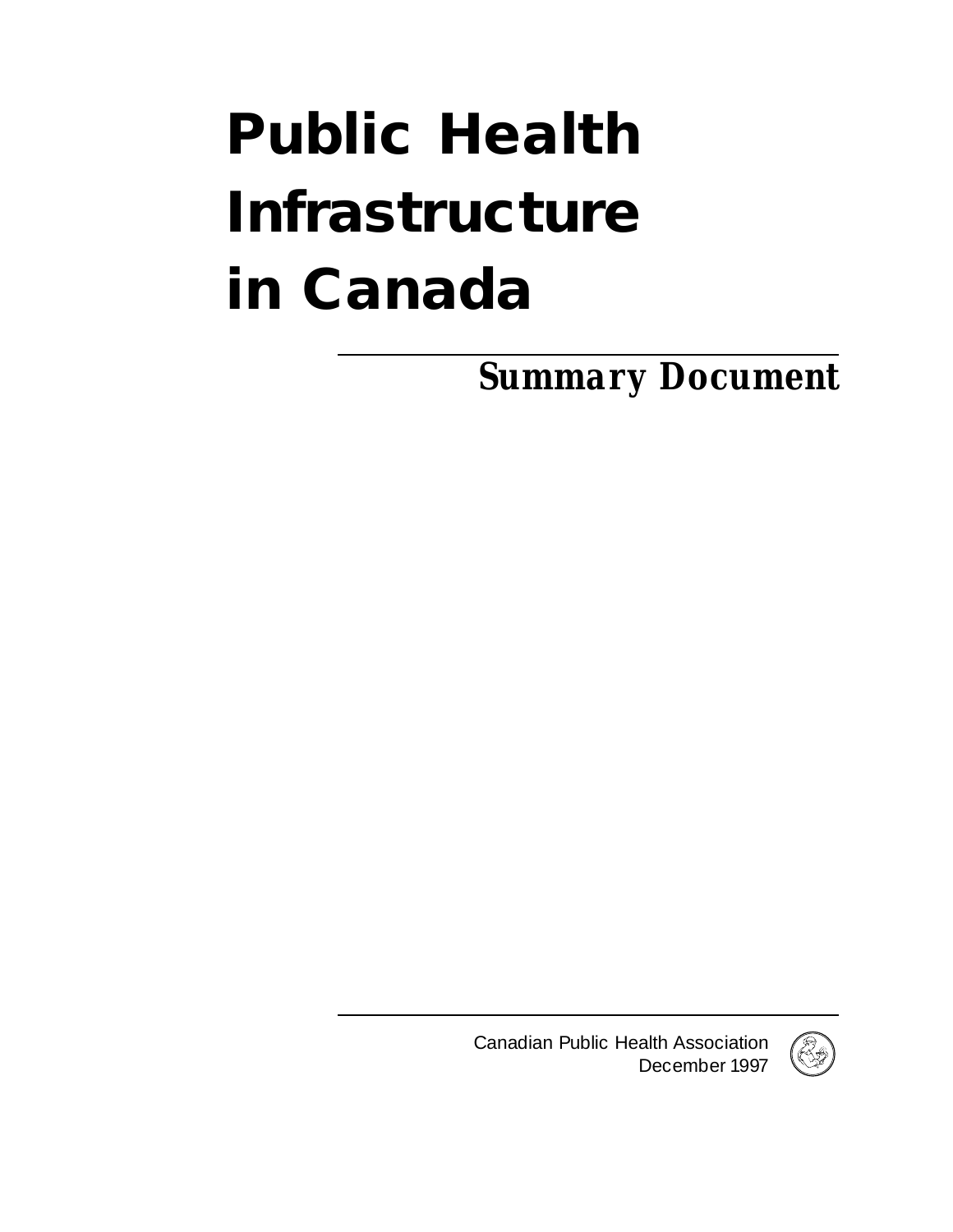# Public Health Infrastructure in Canada

## *Summary Document*

Canadian Public Health Association
December 1997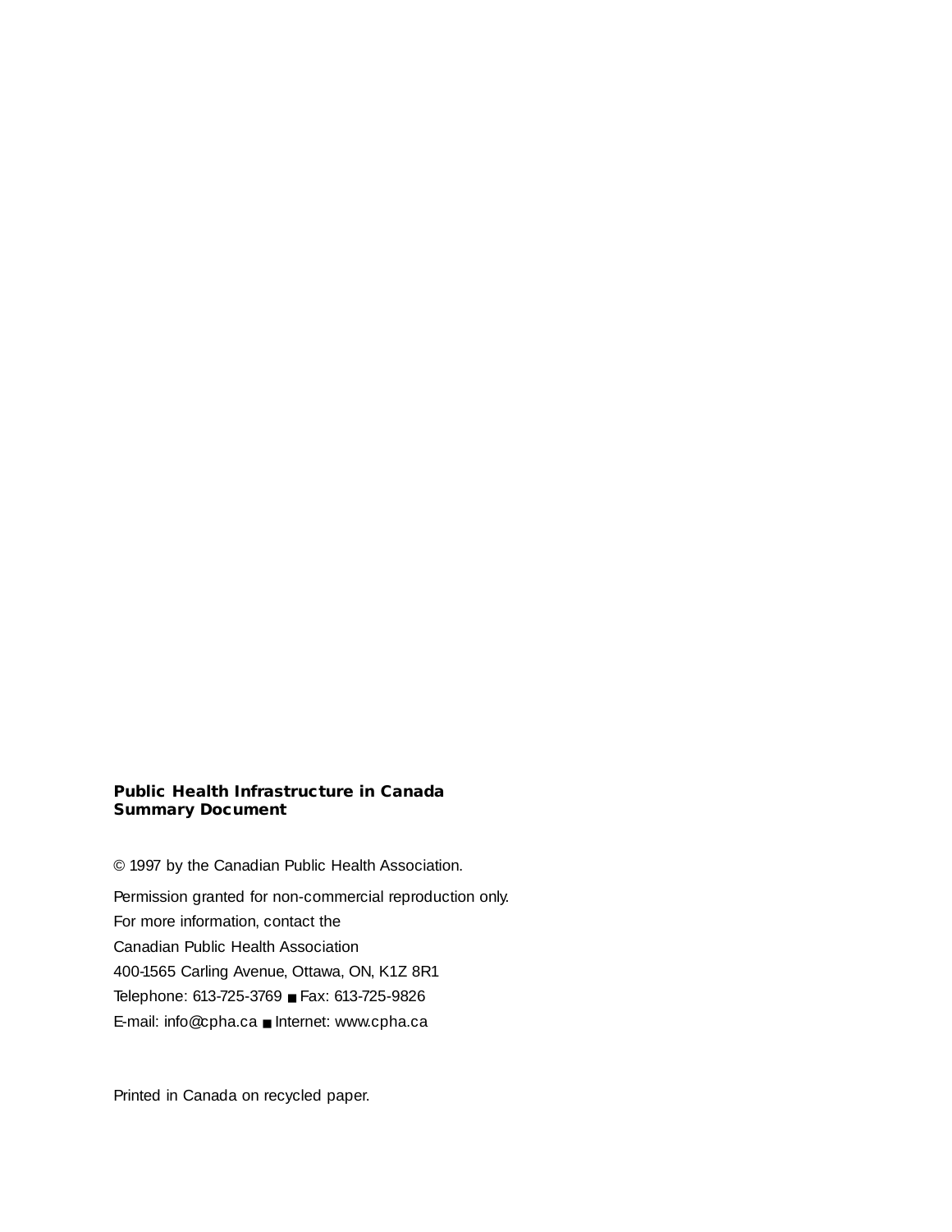**Public Health Infrastructure in Canada**
**Summary Document**

© 1997 by the Canadian Public Health Association.

Permission granted for non-commercial reproduction only.
For more information, contact the
Canadian Public Health Association
400-1565 Carling Avenue, Ottawa, ON, K1Z 8R1
Telephone: 613-725-3769 ■ Fax: 613-725-9826
E-mail: info@cpha.ca ■ Internet: www.cpha.ca

Printed in Canada on recycled paper.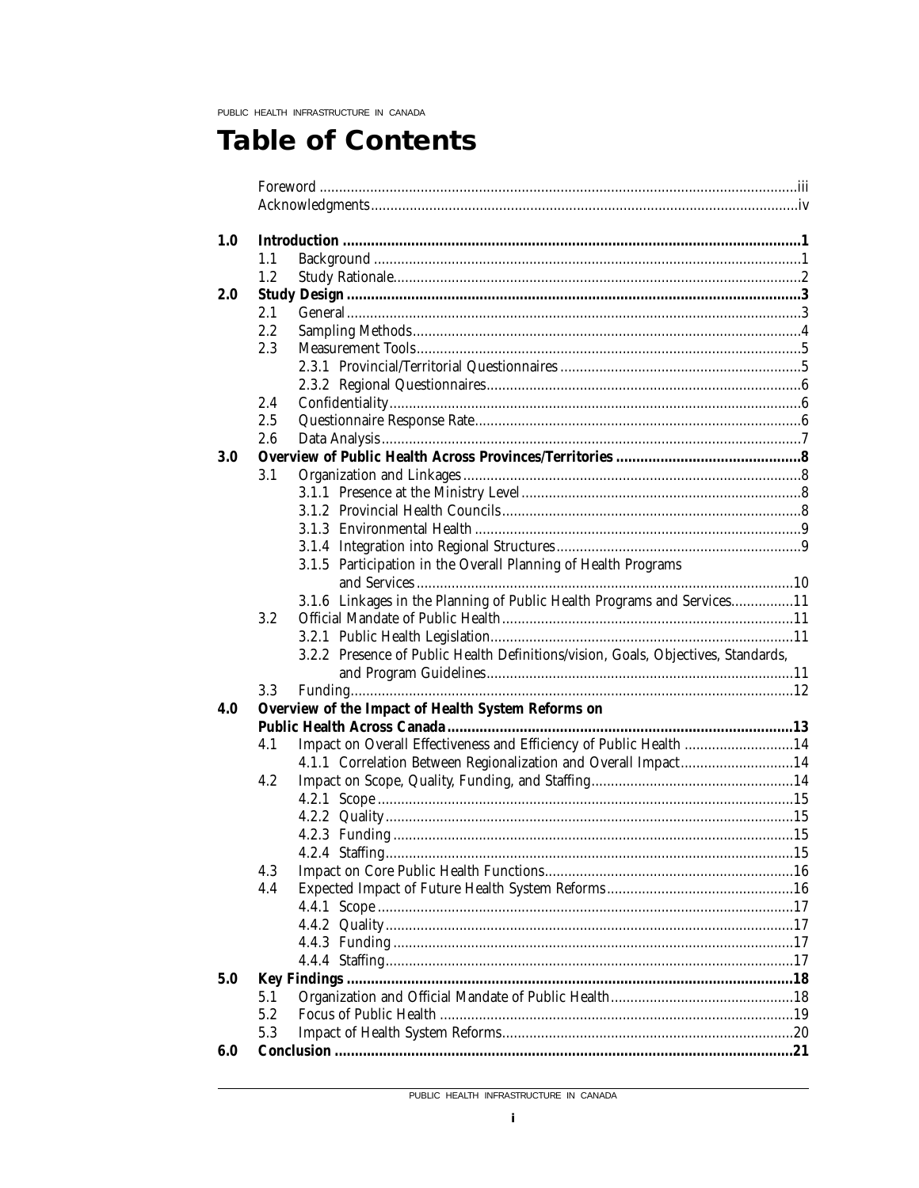# Table of Contents

Foreword ....................................................................................................................iii
Acknowledgments.......................................................................................................iv

**1.0 Introduction ...........................................................................................................1**
- 1.1 Background .......................................................................................................1
- 1.2 Study Rationale..................................................................................................2

**2.0 Study Design ..........................................................................................................3**
- 2.1 General...............................................................................................................3
- 2.2 Sampling Methods..............................................................................................4
- 2.3 Measurement Tools.............................................................................................5
  - 2.3.1 Provincial/Territorial Questionnaires .........................................................5
  - 2.3.2 Regional Questionnaires.............................................................................6
- 2.4 Confidentiality....................................................................................................6
- 2.5 Questionnaire Response Rate..............................................................................6
- 2.6 Data Analysis......................................................................................................7

**3.0 Overview of Public Health Across Provinces/Territories .......................................8**
- 3.1 Organization and Linkages.................................................................................8
  - 3.1.1 Presence at the Ministry Level....................................................................8
  - 3.1.2 Provincial Health Councils..........................................................................8
  - 3.1.3 Environmental Health ................................................................................9
  - 3.1.4 Integration into Regional Structures............................................................9
  - 3.1.5 Participation in the Overall Planning of Health Programs and Services.........................................................................................10
  - 3.1.6 Linkages in the Planning of Public Health Programs and Services................11
- 3.2 Official Mandate of Public Health......................................................................11
  - 3.2.1 Public Health Legislation...........................................................................11
  - 3.2.2 Presence of Public Health Definitions/vision, Goals, Objectives, Standards, and Program Guidelines...........................................................................11
- 3.3 Funding............................................................................................................12

**4.0 Overview of the Impact of Health System Reforms on Public Health Across Canada.....................................................................................13**
- 4.1 Impact on Overall Effectiveness and Efficiency of Public Health .......................14
  - 4.1.1 Correlation Between Regionalization and Overall Impact..........................14
- 4.2 Impact on Scope, Quality, Funding, and Staffing...............................................14
  - 4.2.1 Scope.......................................................................................................15
  - 4.2.2 Quality.....................................................................................................15
  - 4.2.3 Funding...................................................................................................15
  - 4.2.4 Staffing....................................................................................................15
- 4.3 Impact on Core Public Health Functions...........................................................16
- 4.4 Expected Impact of Future Health System Reforms...........................................16
  - 4.4.1 Scope.......................................................................................................17
  - 4.4.2 Quality.....................................................................................................17
  - 4.4.3 Funding...................................................................................................17
  - 4.4.4 Staffing....................................................................................................17

**5.0 Key Findings ........................................................................................................18**
- 5.1 Organization and Official Mandate of Public Health..........................................18
- 5.2 Focus of Public Health .....................................................................................19
- 5.3 Impact of Health System Reforms.....................................................................20

**6.0 Conclusion ...........................................................................................................21**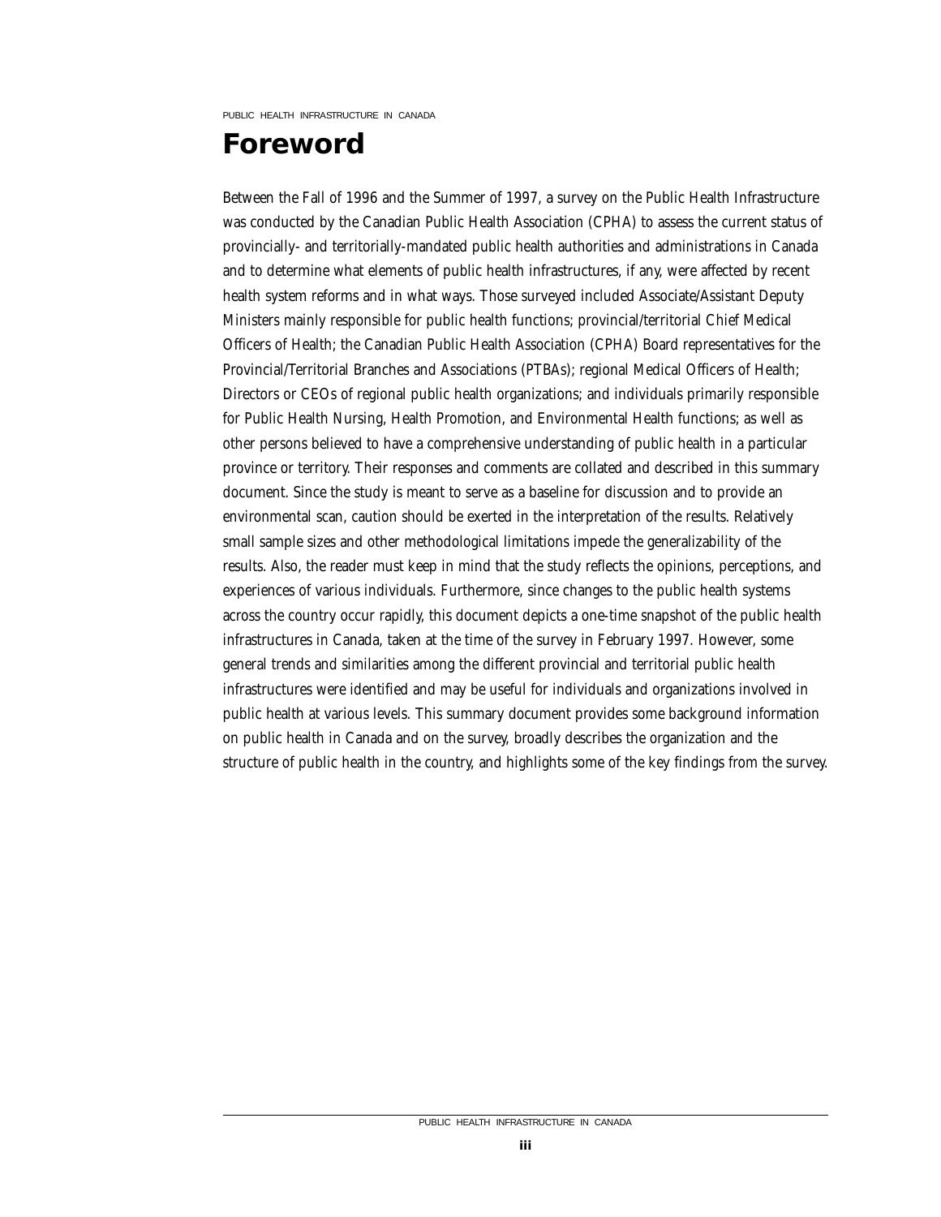# Foreword

Between the Fall of 1996 and the Summer of 1997, a survey on the Public Health Infrastructure was conducted by the Canadian Public Health Association (CPHA) to assess the current status of provincially- and territorially-mandated public health authorities and administrations in Canada and to determine what elements of public health infrastructures, if any, were affected by recent health system reforms and in what ways. Those surveyed included Associate/Assistant Deputy Ministers mainly responsible for public health functions; provincial/territorial Chief Medical Officers of Health; the Canadian Public Health Association (CPHA) Board representatives for the Provincial/Territorial Branches and Associations (PTBAs); regional Medical Officers of Health; Directors or CEOs of regional public health organizations; and individuals primarily responsible for Public Health Nursing, Health Promotion, and Environmental Health functions; as well as other persons believed to have a comprehensive understanding of public health in a particular province or territory. Their responses and comments are collated and described in this summary document. Since the study is meant to serve as a baseline for discussion and to provide an environmental scan, caution should be exerted in the interpretation of the results. Relatively small sample sizes and other methodological limitations impede the generalizability of the results. Also, the reader must keep in mind that the study reflects the opinions, perceptions, and experiences of various individuals. Furthermore, since changes to the public health systems across the country occur rapidly, this document depicts a one-time snapshot of the public health infrastructures in Canada, taken at the time of the survey in February 1997. However, some general trends and similarities among the different provincial and territorial public health infrastructures were identified and may be useful for individuals and organizations involved in public health at various levels. This summary document provides some background information on public health in Canada and on the survey, broadly describes the organization and the structure of public health in the country, and highlights some of the key findings from the survey.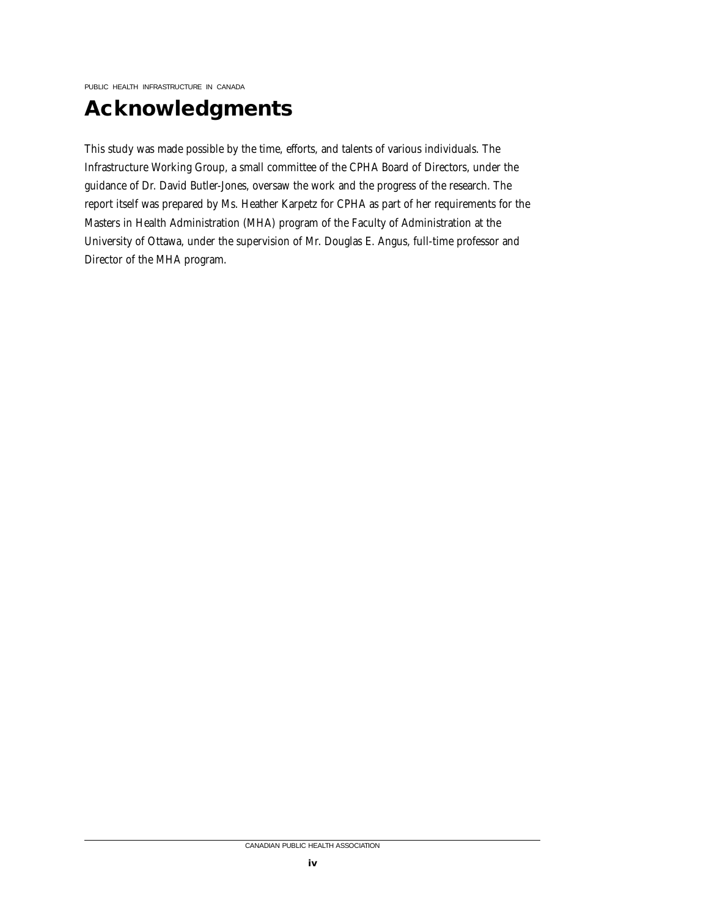# Acknowledgments

This study was made possible by the time, efforts, and talents of various individuals. The Infrastructure Working Group, a small committee of the CPHA Board of Directors, under the guidance of Dr. David Butler-Jones, oversaw the work and the progress of the research. The report itself was prepared by Ms. Heather Karpetz for CPHA as part of her requirements for the Masters in Health Administration (MHA) program of the Faculty of Administration at the University of Ottawa, under the supervision of Mr. Douglas E. Angus, full-time professor and Director of the MHA program.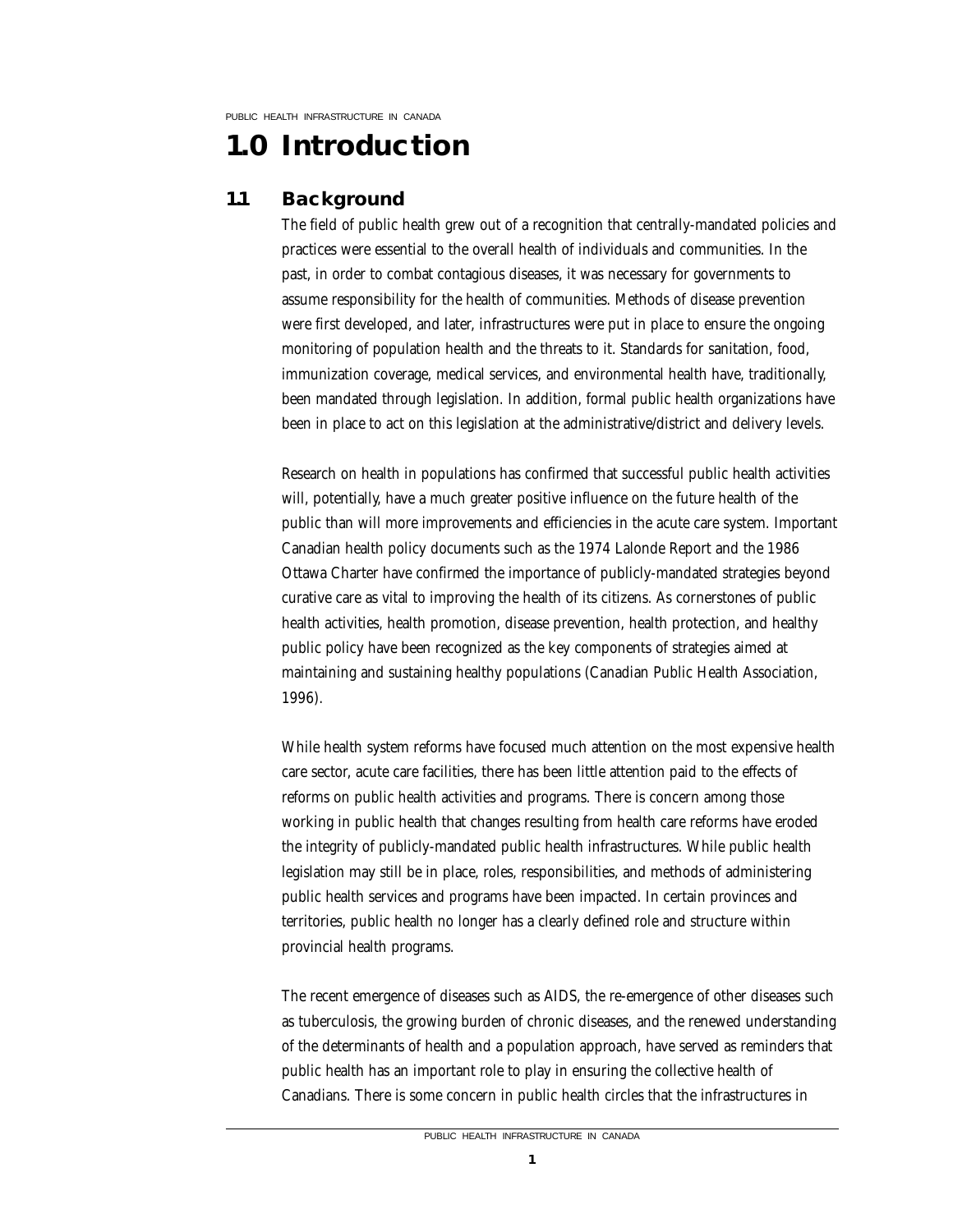# 1.0 Introduction

## 1.1 Background

The field of public health grew out of a recognition that centrally-mandated policies and practices were essential to the overall health of individuals and communities. In the past, in order to combat contagious diseases, it was necessary for governments to assume responsibility for the health of communities. Methods of disease prevention were first developed, and later, infrastructures were put in place to ensure the ongoing monitoring of population health and the threats to it. Standards for sanitation, food, immunization coverage, medical services, and environmental health have, traditionally, been mandated through legislation. In addition, formal public health organizations have been in place to act on this legislation at the administrative/district and delivery levels.

Research on health in populations has confirmed that successful public health activities will, potentially, have a much greater positive influence on the future health of the public than will more improvements and efficiencies in the acute care system. Important Canadian health policy documents such as the 1974 Lalonde Report and the 1986 Ottawa Charter have confirmed the importance of publicly-mandated strategies beyond curative care as vital to improving the health of its citizens. As cornerstones of public health activities, health promotion, disease prevention, health protection, and healthy public policy have been recognized as the key components of strategies aimed at maintaining and sustaining healthy populations (Canadian Public Health Association, 1996).

While health system reforms have focused much attention on the most expensive health care sector, acute care facilities, there has been little attention paid to the effects of reforms on public health activities and programs. There is concern among those working in public health that changes resulting from health care reforms have eroded the integrity of publicly-mandated public health infrastructures. While public health legislation may still be in place, roles, responsibilities, and methods of administering public health services and programs have been impacted. In certain provinces and territories, public health no longer has a clearly defined role and structure within provincial health programs.

The recent emergence of diseases such as AIDS, the re-emergence of other diseases such as tuberculosis, the growing burden of chronic diseases, and the renewed understanding of the determinants of health and a population approach, have served as reminders that public health has an important role to play in ensuring the collective health of Canadians. There is some concern in public health circles that the infrastructures in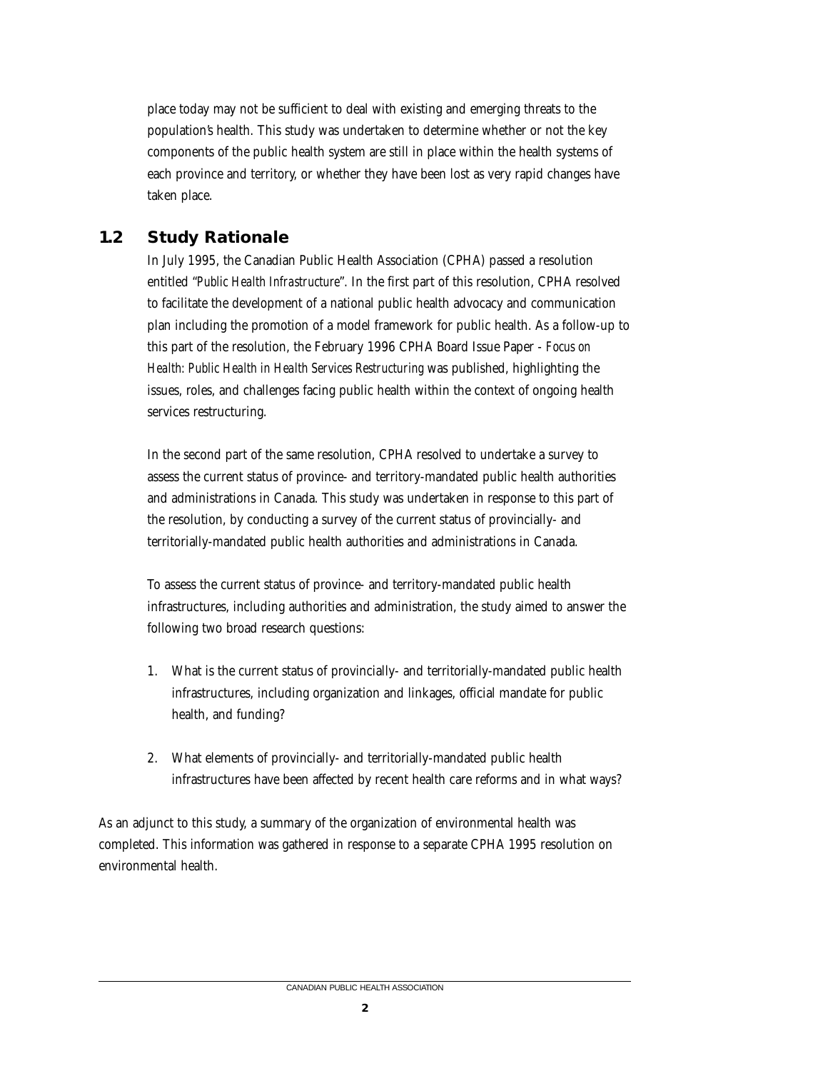place today may not be sufficient to deal with existing and emerging threats to the population's health. This study was undertaken to determine whether or not the key components of the public health system are still in place within the health systems of each province and territory, or whether they have been lost as very rapid changes have taken place.

## 1.2 Study Rationale

In July 1995, the Canadian Public Health Association (CPHA) passed a resolution entitled "*Public Health Infrastructure*". In the first part of this resolution, CPHA resolved to facilitate the development of a national public health advocacy and communication plan including the promotion of a model framework for public health. As a follow-up to this part of the resolution, the February 1996 CPHA Board Issue Paper - *Focus on Health: Public Health in Health Services Restructuring* was published, highlighting the issues, roles, and challenges facing public health within the context of ongoing health services restructuring.

In the second part of the same resolution, CPHA resolved to undertake a survey to assess the current status of province- and territory-mandated public health authorities and administrations in Canada. This study was undertaken in response to this part of the resolution, by conducting a survey of the current status of provincially- and territorially-mandated public health authorities and administrations in Canada.

To assess the current status of province- and territory-mandated public health infrastructures, including authorities and administration, the study aimed to answer the following two broad research questions:

1. What is the current status of provincially- and territorially-mandated public health infrastructures, including organization and linkages, official mandate for public health, and funding?

2. What elements of provincially- and territorially-mandated public health infrastructures have been affected by recent health care reforms and in what ways?

As an adjunct to this study, a summary of the organization of environmental health was completed. This information was gathered in response to a separate CPHA 1995 resolution on environmental health.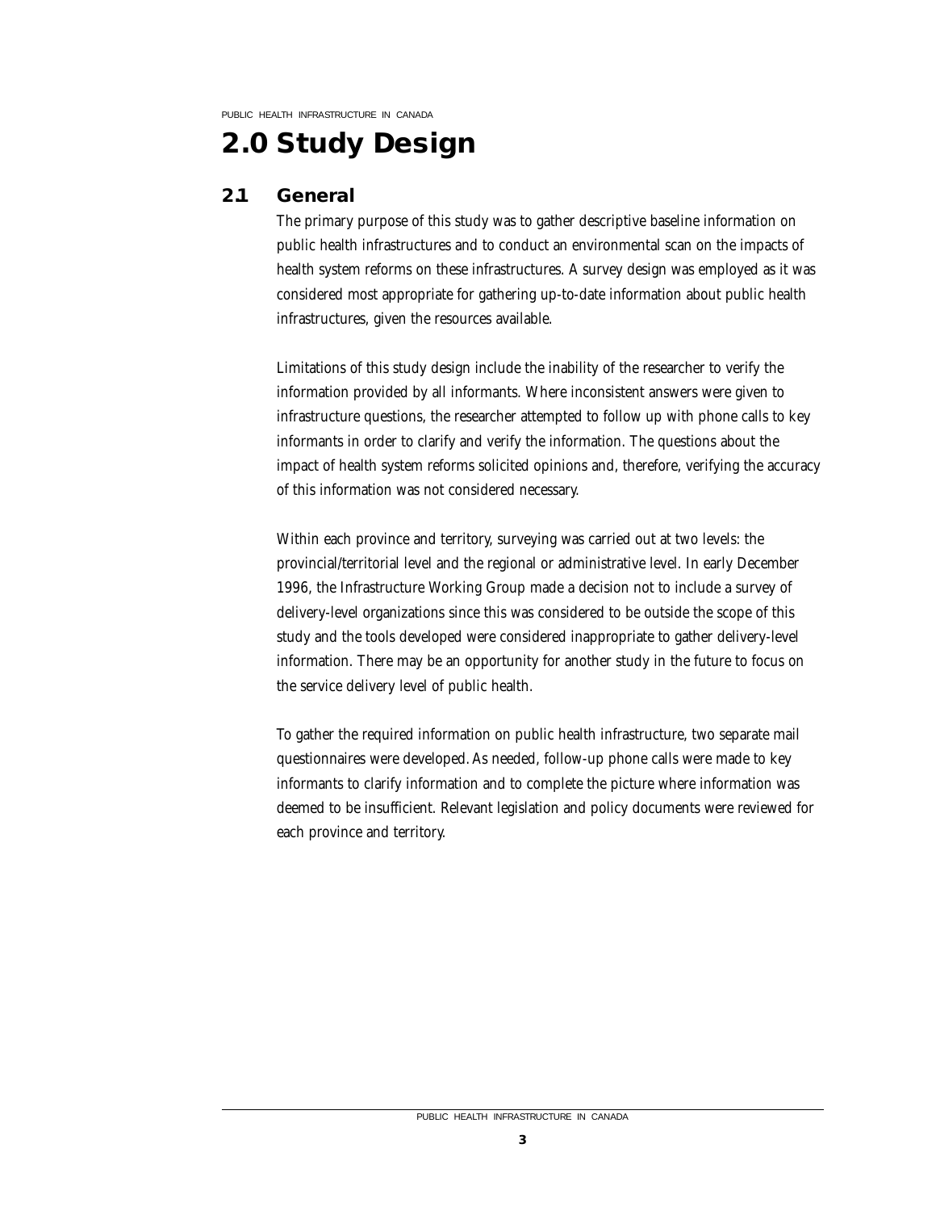# 2.0 Study Design

## 2.1 General

The primary purpose of this study was to gather descriptive baseline information on public health infrastructures and to conduct an environmental scan on the impacts of health system reforms on these infrastructures. A survey design was employed as it was considered most appropriate for gathering up-to-date information about public health infrastructures, given the resources available.

Limitations of this study design include the inability of the researcher to verify the information provided by all informants. Where inconsistent answers were given to infrastructure questions, the researcher attempted to follow up with phone calls to key informants in order to clarify and verify the information. The questions about the impact of health system reforms solicited opinions and, therefore, verifying the accuracy of this information was not considered necessary.

Within each province and territory, surveying was carried out at two levels: the provincial/territorial level and the regional or administrative level. In early December 1996, the Infrastructure Working Group made a decision not to include a survey of delivery-level organizations since this was considered to be outside the scope of this study and the tools developed were considered inappropriate to gather delivery-level information. There may be an opportunity for another study in the future to focus on the service delivery level of public health.

To gather the required information on public health infrastructure, two separate mail questionnaires were developed. As needed, follow-up phone calls were made to key informants to clarify information and to complete the picture where information was deemed to be insufficient. Relevant legislation and policy documents were reviewed for each province and territory.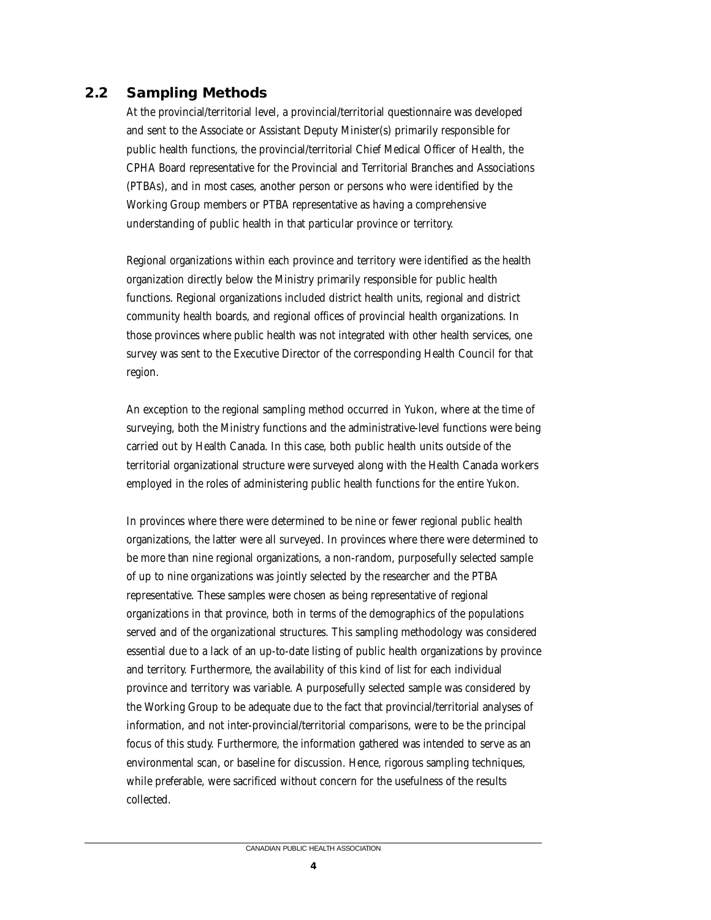## 2.2 Sampling Methods

At the provincial/territorial level, a provincial/territorial questionnaire was developed and sent to the Associate or Assistant Deputy Minister(s) primarily responsible for public health functions, the provincial/territorial Chief Medical Officer of Health, the CPHA Board representative for the Provincial and Territorial Branches and Associations (PTBAs), and in most cases, another person or persons who were identified by the Working Group members or PTBA representative as having a comprehensive understanding of public health in that particular province or territory.

Regional organizations within each province and territory were identified as the health organization directly below the Ministry primarily responsible for public health functions. Regional organizations included district health units, regional and district community health boards, and regional offices of provincial health organizations. In those provinces where public health was not integrated with other health services, one survey was sent to the Executive Director of the corresponding Health Council for that region.

An exception to the regional sampling method occurred in Yukon, where at the time of surveying, both the Ministry functions and the administrative-level functions were being carried out by Health Canada. In this case, both public health units outside of the territorial organizational structure were surveyed along with the Health Canada workers employed in the roles of administering public health functions for the entire Yukon.

In provinces where there were determined to be nine or fewer regional public health organizations, the latter were all surveyed. In provinces where there were determined to be more than nine regional organizations, a non-random, purposefully selected sample of up to nine organizations was jointly selected by the researcher and the PTBA representative. These samples were chosen as being representative of regional organizations in that province, both in terms of the demographics of the populations served and of the organizational structures. This sampling methodology was considered essential due to a lack of an up-to-date listing of public health organizations by province and territory. Furthermore, the availability of this kind of list for each individual province and territory was variable. A purposefully selected sample was considered by the Working Group to be adequate due to the fact that provincial/territorial analyses of information, and not inter-provincial/territorial comparisons, were to be the principal focus of this study. Furthermore, the information gathered was intended to serve as an environmental scan, or baseline for discussion. Hence, rigorous sampling techniques, while preferable, were sacrificed without concern for the usefulness of the results collected.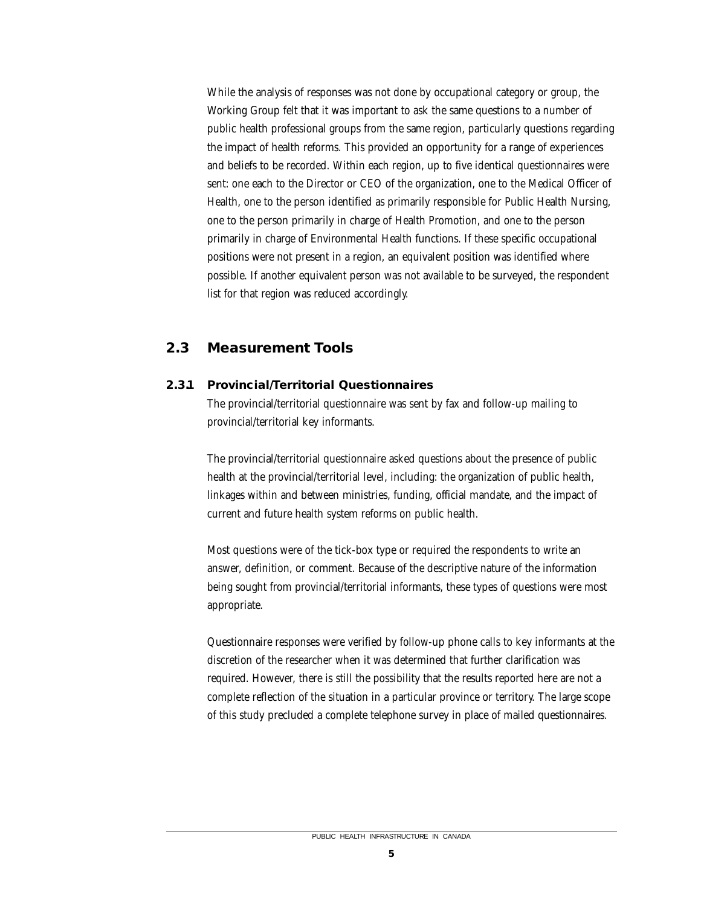While the analysis of responses was not done by occupational category or group, the Working Group felt that it was important to ask the same questions to a number of public health professional groups from the same region, particularly questions regarding the impact of health reforms. This provided an opportunity for a range of experiences and beliefs to be recorded. Within each region, up to five identical questionnaires were sent: one each to the Director or CEO of the organization, one to the Medical Officer of Health, one to the person identified as primarily responsible for Public Health Nursing, one to the person primarily in charge of Health Promotion, and one to the person primarily in charge of Environmental Health functions. If these specific occupational positions were not present in a region, an equivalent position was identified where possible. If another equivalent person was not available to be surveyed, the respondent list for that region was reduced accordingly.

## 2.3 Measurement Tools

### 2.3.1 Provincial/Territorial Questionnaires

The provincial/territorial questionnaire was sent by fax and follow-up mailing to provincial/territorial key informants.

The provincial/territorial questionnaire asked questions about the presence of public health at the provincial/territorial level, including: the organization of public health, linkages within and between ministries, funding, official mandate, and the impact of current and future health system reforms on public health.

Most questions were of the tick-box type or required the respondents to write an answer, definition, or comment. Because of the descriptive nature of the information being sought from provincial/territorial informants, these types of questions were most appropriate.

Questionnaire responses were verified by follow-up phone calls to key informants at the discretion of the researcher when it was determined that further clarification was required. However, there is still the possibility that the results reported here are not a complete reflection of the situation in a particular province or territory. The large scope of this study precluded a complete telephone survey in place of mailed questionnaires.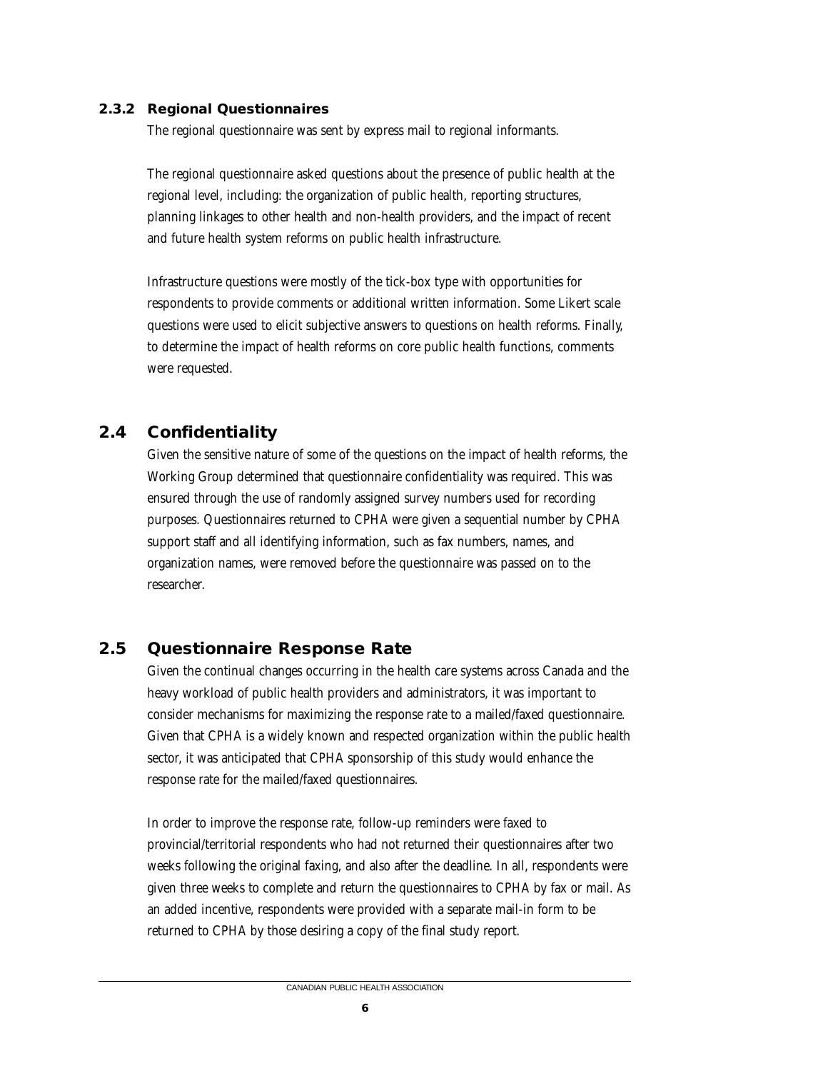### 2.3.2 Regional Questionnaires

The regional questionnaire was sent by express mail to regional informants.

The regional questionnaire asked questions about the presence of public health at the regional level, including: the organization of public health, reporting structures, planning linkages to other health and non-health providers, and the impact of recent and future health system reforms on public health infrastructure.

Infrastructure questions were mostly of the tick-box type with opportunities for respondents to provide comments or additional written information. Some Likert scale questions were used to elicit subjective answers to questions on health reforms. Finally, to determine the impact of health reforms on core public health functions, comments were requested.

## 2.4 Confidentiality

Given the sensitive nature of some of the questions on the impact of health reforms, the Working Group determined that questionnaire confidentiality was required. This was ensured through the use of randomly assigned survey numbers used for recording purposes. Questionnaires returned to CPHA were given a sequential number by CPHA support staff and all identifying information, such as fax numbers, names, and organization names, were removed before the questionnaire was passed on to the researcher.

## 2.5 Questionnaire Response Rate

Given the continual changes occurring in the health care systems across Canada and the heavy workload of public health providers and administrators, it was important to consider mechanisms for maximizing the response rate to a mailed/faxed questionnaire. Given that CPHA is a widely known and respected organization within the public health sector, it was anticipated that CPHA sponsorship of this study would enhance the response rate for the mailed/faxed questionnaires.

In order to improve the response rate, follow-up reminders were faxed to provincial/territorial respondents who had not returned their questionnaires after two weeks following the original faxing, and also after the deadline. In all, respondents were given three weeks to complete and return the questionnaires to CPHA by fax or mail. As an added incentive, respondents were provided with a separate mail-in form to be returned to CPHA by those desiring a copy of the final study report.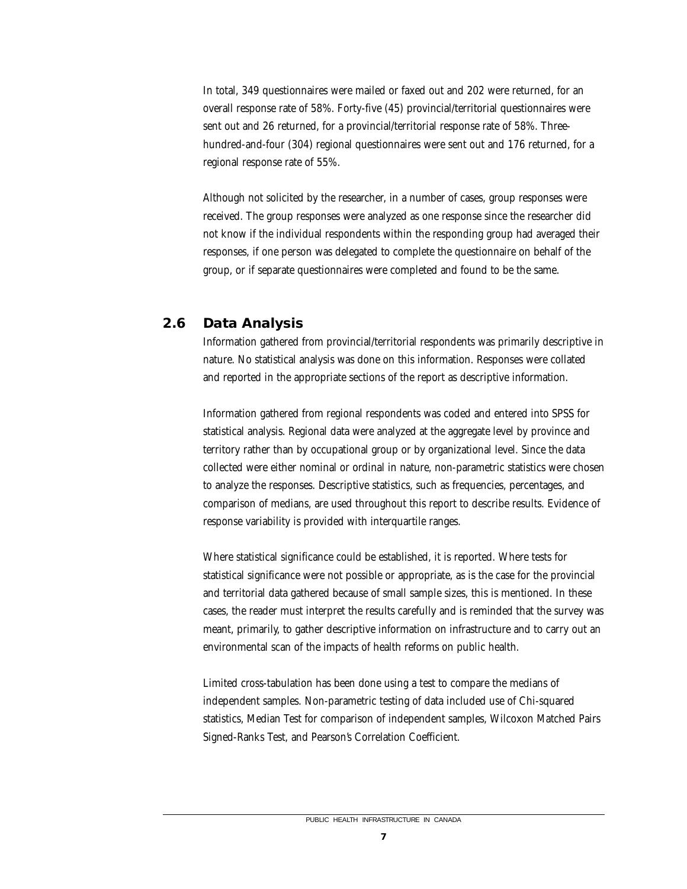In total, 349 questionnaires were mailed or faxed out and 202 were returned, for an overall response rate of 58%. Forty-five (45) provincial/territorial questionnaires were sent out and 26 returned, for a provincial/territorial response rate of 58%. Three-hundred-and-four (304) regional questionnaires were sent out and 176 returned, for a regional response rate of 55%.

Although not solicited by the researcher, in a number of cases, group responses were received. The group responses were analyzed as one response since the researcher did not know if the individual respondents within the responding group had averaged their responses, if one person was delegated to complete the questionnaire on behalf of the group, or if separate questionnaires were completed and found to be the same.

## 2.6 Data Analysis

Information gathered from provincial/territorial respondents was primarily descriptive in nature. No statistical analysis was done on this information. Responses were collated and reported in the appropriate sections of the report as descriptive information.

Information gathered from regional respondents was coded and entered into SPSS for statistical analysis. Regional data were analyzed at the aggregate level by province and territory rather than by occupational group or by organizational level. Since the data collected were either nominal or ordinal in nature, non-parametric statistics were chosen to analyze the responses. Descriptive statistics, such as frequencies, percentages, and comparison of medians, are used throughout this report to describe results. Evidence of response variability is provided with interquartile ranges.

Where statistical significance could be established, it is reported. Where tests for statistical significance were not possible or appropriate, as is the case for the provincial and territorial data gathered because of small sample sizes, this is mentioned. In these cases, the reader must interpret the results carefully and is reminded that the survey was meant, primarily, to gather descriptive information on infrastructure and to carry out an environmental scan of the impacts of health reforms on public health.

Limited cross-tabulation has been done using a test to compare the medians of independent samples. Non-parametric testing of data included use of Chi-squared statistics, Median Test for comparison of independent samples, Wilcoxon Matched Pairs Signed-Ranks Test, and Pearson's Correlation Coefficient.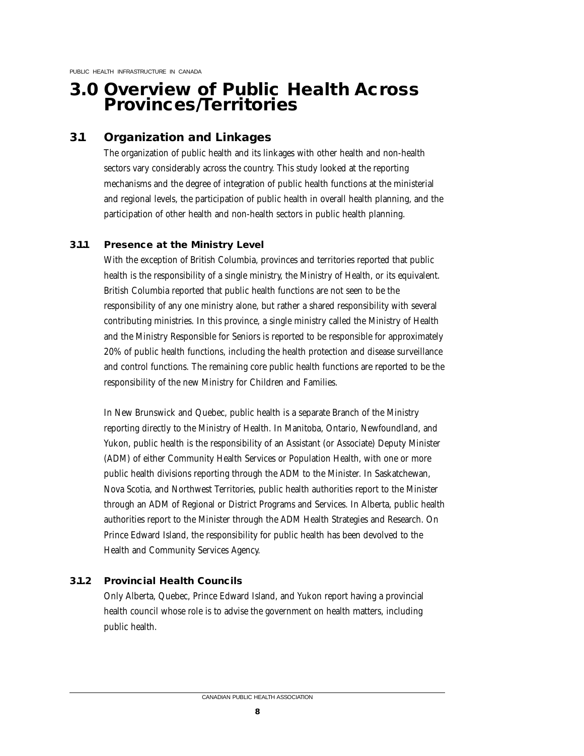# 3.0 Overview of Public Health Across Provinces/Territories

## 3.1 Organization and Linkages

The organization of public health and its linkages with other health and non-health sectors vary considerably across the country. This study looked at the reporting mechanisms and the degree of integration of public health functions at the ministerial and regional levels, the participation of public health in overall health planning, and the participation of other health and non-health sectors in public health planning.

### 3.1.1 Presence at the Ministry Level

With the exception of British Columbia, provinces and territories reported that public health is the responsibility of a single ministry, the Ministry of Health, or its equivalent. British Columbia reported that public health functions are not seen to be the responsibility of any one ministry alone, but rather a shared responsibility with several contributing ministries. In this province, a single ministry called the Ministry of Health and the Ministry Responsible for Seniors is reported to be responsible for approximately 20% of public health functions, including the health protection and disease surveillance and control functions. The remaining core public health functions are reported to be the responsibility of the new Ministry for Children and Families.

In New Brunswick and Quebec, public health is a separate Branch of the Ministry reporting directly to the Ministry of Health. In Manitoba, Ontario, Newfoundland, and Yukon, public health is the responsibility of an Assistant (or Associate) Deputy Minister (ADM) of either Community Health Services or Population Health, with one or more public health divisions reporting through the ADM to the Minister. In Saskatchewan, Nova Scotia, and Northwest Territories, public health authorities report to the Minister through an ADM of Regional or District Programs and Services. In Alberta, public health authorities report to the Minister through the ADM Health Strategies and Research. On Prince Edward Island, the responsibility for public health has been devolved to the Health and Community Services Agency.

### 3.1.2 Provincial Health Councils

Only Alberta, Quebec, Prince Edward Island, and Yukon report having a provincial health council whose role is to advise the government on health matters, including public health.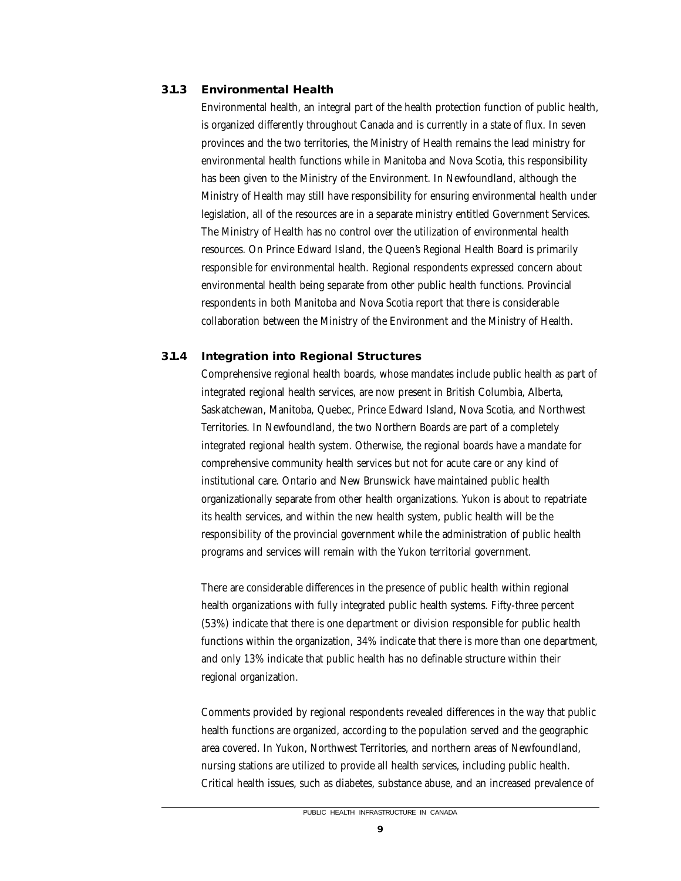### 3.1.3 Environmental Health

Environmental health, an integral part of the health protection function of public health, is organized differently throughout Canada and is currently in a state of flux. In seven provinces and the two territories, the Ministry of Health remains the lead ministry for environmental health functions while in Manitoba and Nova Scotia, this responsibility has been given to the Ministry of the Environment. In Newfoundland, although the Ministry of Health may still have responsibility for ensuring environmental health under legislation, all of the resources are in a separate ministry entitled Government Services. The Ministry of Health has no control over the utilization of environmental health resources. On Prince Edward Island, the Queen's Regional Health Board is primarily responsible for environmental health. Regional respondents expressed concern about environmental health being separate from other public health functions. Provincial respondents in both Manitoba and Nova Scotia report that there is considerable collaboration between the Ministry of the Environment and the Ministry of Health.

### 3.1.4 Integration into Regional Structures

Comprehensive regional health boards, whose mandates include public health as part of integrated regional health services, are now present in British Columbia, Alberta, Saskatchewan, Manitoba, Quebec, Prince Edward Island, Nova Scotia, and Northwest Territories. In Newfoundland, the two Northern Boards are part of a completely integrated regional health system. Otherwise, the regional boards have a mandate for comprehensive community health services but not for acute care or any kind of institutional care. Ontario and New Brunswick have maintained public health organizationally separate from other health organizations. Yukon is about to repatriate its health services, and within the new health system, public health will be the responsibility of the provincial government while the administration of public health programs and services will remain with the Yukon territorial government.

There are considerable differences in the presence of public health within regional health organizations with fully integrated public health systems. Fifty-three percent (53%) indicate that there is one department or division responsible for public health functions within the organization, 34% indicate that there is more than one department, and only 13% indicate that public health has no definable structure within their regional organization.

Comments provided by regional respondents revealed differences in the way that public health functions are organized, according to the population served and the geographic area covered. In Yukon, Northwest Territories, and northern areas of Newfoundland, nursing stations are utilized to provide all health services, including public health. Critical health issues, such as diabetes, substance abuse, and an increased prevalence of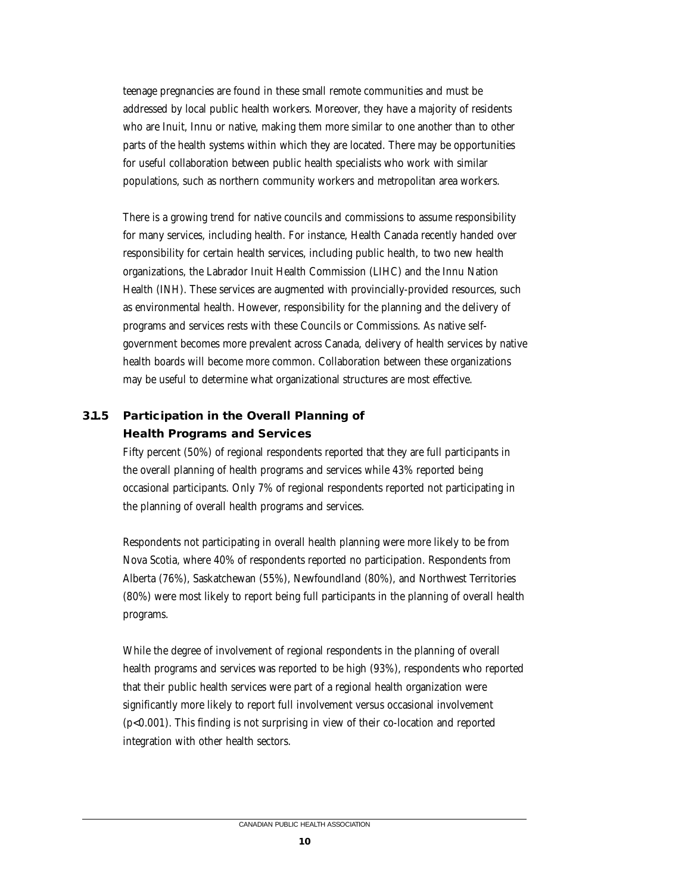teenage pregnancies are found in these small remote communities and must be addressed by local public health workers. Moreover, they have a majority of residents who are Inuit, Innu or native, making them more similar to one another than to other parts of the health systems within which they are located. There may be opportunities for useful collaboration between public health specialists who work with similar populations, such as northern community workers and metropolitan area workers.

There is a growing trend for native councils and commissions to assume responsibility for many services, including health. For instance, Health Canada recently handed over responsibility for certain health services, including public health, to two new health organizations, the Labrador Inuit Health Commission (LIHC) and the Innu Nation Health (INH). These services are augmented with provincially-provided resources, such as environmental health. However, responsibility for the planning and the delivery of programs and services rests with these Councils or Commissions. As native self-government becomes more prevalent across Canada, delivery of health services by native health boards will become more common. Collaboration between these organizations may be useful to determine what organizational structures are most effective.

### 3.1.5 Participation in the Overall Planning of Health Programs and Services

Fifty percent (50%) of regional respondents reported that they are full participants in the overall planning of health programs and services while 43% reported being occasional participants. Only 7% of regional respondents reported not participating in the planning of overall health programs and services.

Respondents not participating in overall health planning were more likely to be from Nova Scotia, where 40% of respondents reported no participation. Respondents from Alberta (76%), Saskatchewan (55%), Newfoundland (80%), and Northwest Territories (80%) were most likely to report being full participants in the planning of overall health programs.

While the degree of involvement of regional respondents in the planning of overall health programs and services was reported to be high (93%), respondents who reported that their public health services were part of a regional health organization were significantly more likely to report full involvement versus occasional involvement ($p<0.001$). This finding is not surprising in view of their co-location and reported integration with other health sectors.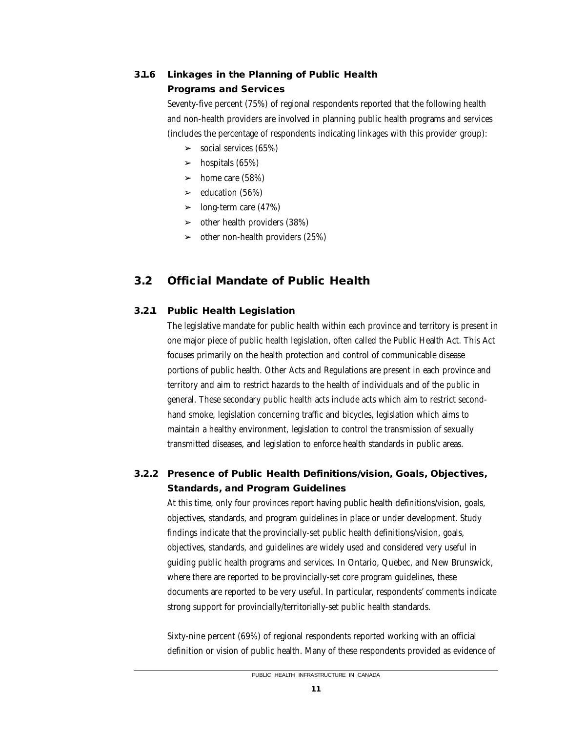### 3.1.6 Linkages in the Planning of Public Health Programs and Services

Seventy-five percent (75%) of regional respondents reported that the following health and non-health providers are involved in planning public health programs and services (includes the percentage of respondents indicating linkages with this provider group):

- ➢ social services (65%)
- ➢ hospitals (65%)
- ➢ home care (58%)
- ➢ education (56%)
- ➢ long-term care (47%)
- ➢ other health providers (38%)
- ➢ other non-health providers (25%)

## 3.2 Official Mandate of Public Health

### 3.2.1 Public Health Legislation

The legislative mandate for public health within each province and territory is present in one major piece of public health legislation, often called the Public Health Act. This Act focuses primarily on the health protection and control of communicable disease portions of public health. Other Acts and Regulations are present in each province and territory and aim to restrict hazards to the health of individuals and of the public in general. These secondary public health acts include acts which aim to restrict second-hand smoke, legislation concerning traffic and bicycles, legislation which aims to maintain a healthy environment, legislation to control the transmission of sexually transmitted diseases, and legislation to enforce health standards in public areas.

### 3.2.2 Presence of Public Health Definitions/vision, Goals, Objectives, Standards, and Program Guidelines

At this time, only four provinces report having public health definitions/vision, goals, objectives, standards, and program guidelines in place or under development. Study findings indicate that the provincially-set public health definitions/vision, goals, objectives, standards, and guidelines are widely used and considered very useful in guiding public health programs and services. In Ontario, Quebec, and New Brunswick, where there are reported to be provincially-set core program guidelines, these documents are reported to be very useful. In particular, respondents' comments indicate strong support for provincially/territorially-set public health standards.

Sixty-nine percent (69%) of regional respondents reported working with an official definition or vision of public health. Many of these respondents provided as evidence of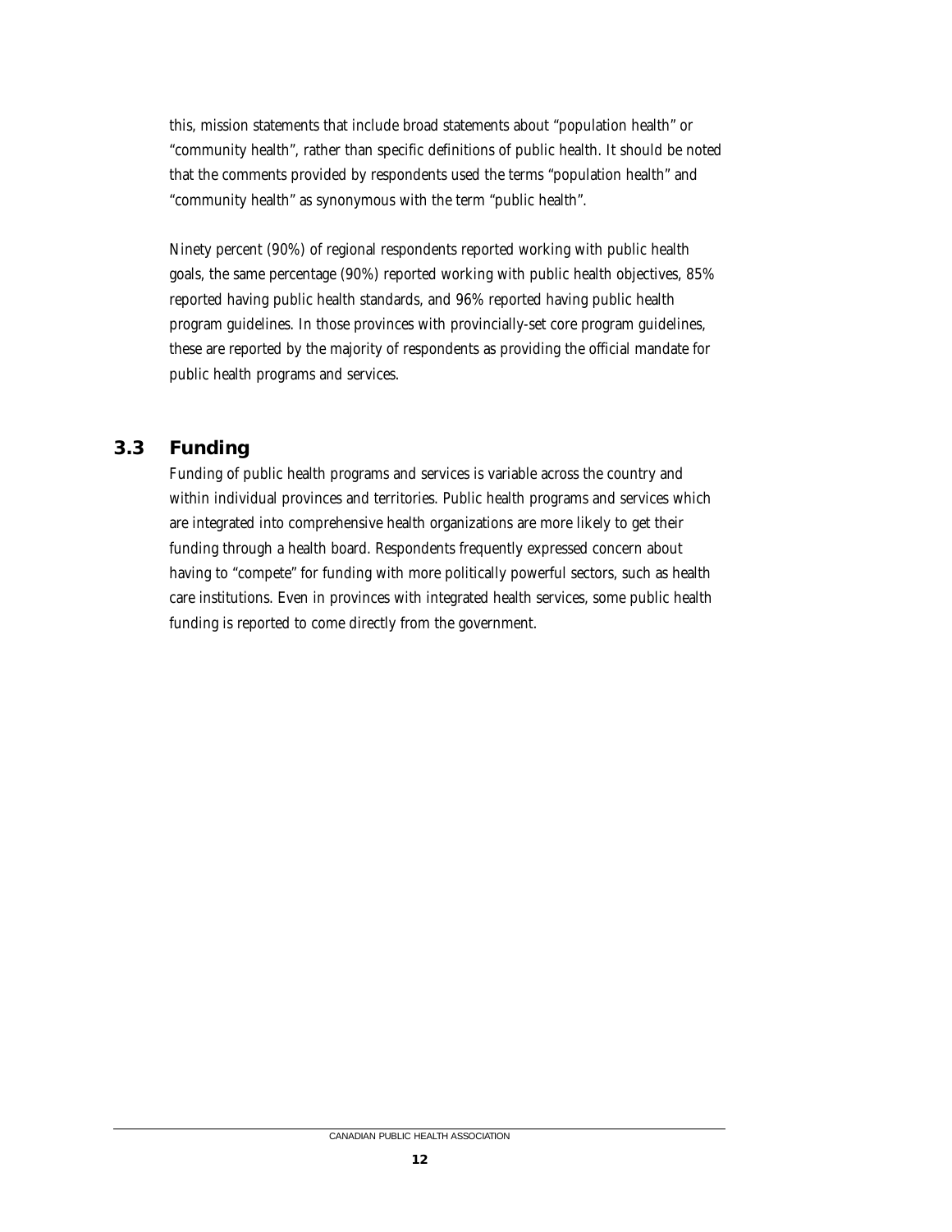this, mission statements that include broad statements about "population health" or "community health", rather than specific definitions of public health. It should be noted that the comments provided by respondents used the terms "population health" and "community health" as synonymous with the term "public health".

Ninety percent (90%) of regional respondents reported working with public health goals, the same percentage (90%) reported working with public health objectives, 85% reported having public health standards, and 96% reported having public health program guidelines. In those provinces with provincially-set core program guidelines, these are reported by the majority of respondents as providing the official mandate for public health programs and services.

## 3.3 Funding

Funding of public health programs and services is variable across the country and within individual provinces and territories. Public health programs and services which are integrated into comprehensive health organizations are more likely to get their funding through a health board. Respondents frequently expressed concern about having to "compete" for funding with more politically powerful sectors, such as health care institutions. Even in provinces with integrated health services, some public health funding is reported to come directly from the government.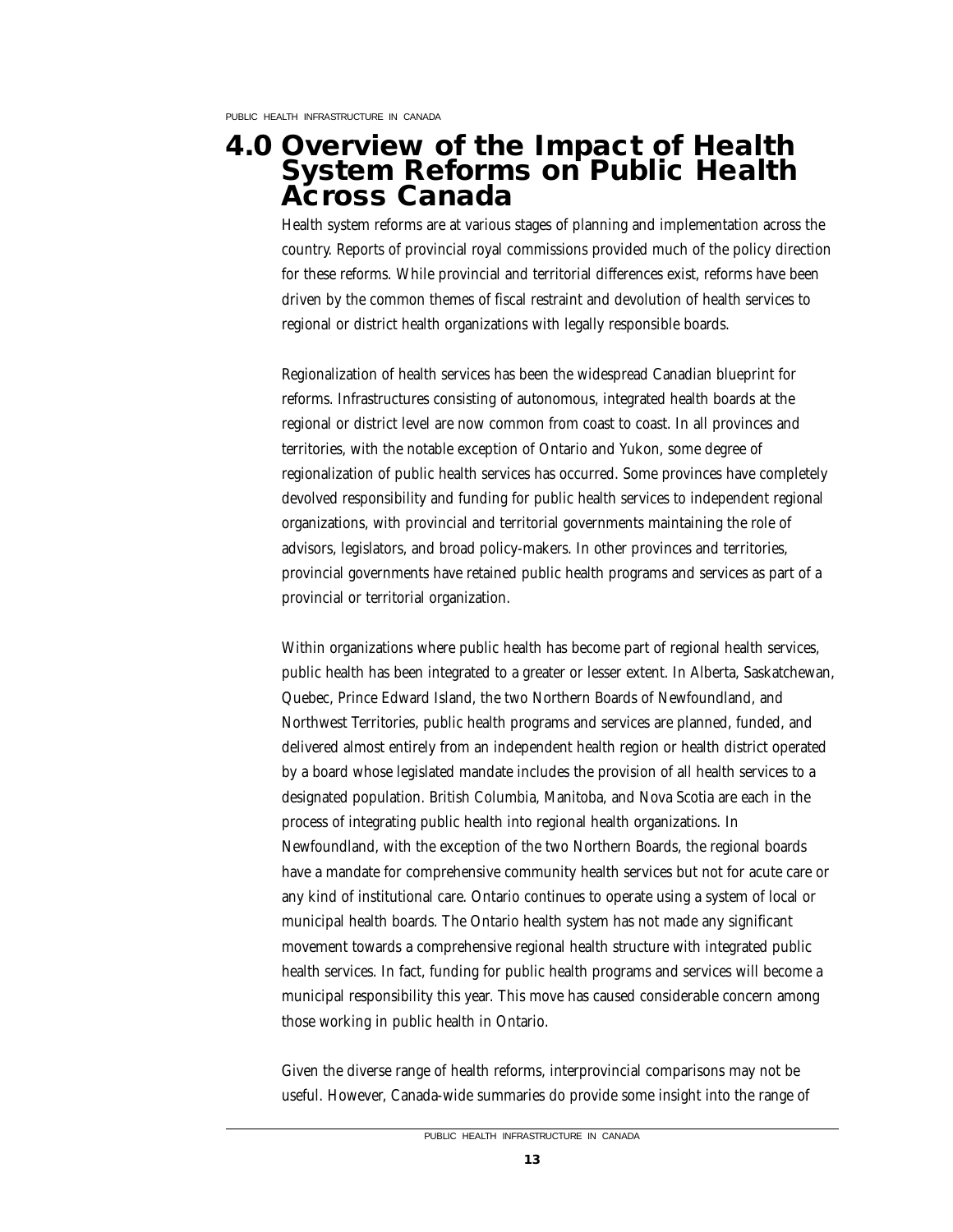# 4.0 Overview of the Impact of Health System Reforms on Public Health Across Canada

Health system reforms are at various stages of planning and implementation across the country. Reports of provincial royal commissions provided much of the policy direction for these reforms. While provincial and territorial differences exist, reforms have been driven by the common themes of fiscal restraint and devolution of health services to regional or district health organizations with legally responsible boards.

Regionalization of health services has been the widespread Canadian blueprint for reforms. Infrastructures consisting of autonomous, integrated health boards at the regional or district level are now common from coast to coast. In all provinces and territories, with the notable exception of Ontario and Yukon, some degree of regionalization of public health services has occurred. Some provinces have completely devolved responsibility and funding for public health services to independent regional organizations, with provincial and territorial governments maintaining the role of advisors, legislators, and broad policy-makers. In other provinces and territories, provincial governments have retained public health programs and services as part of a provincial or territorial organization.

Within organizations where public health has become part of regional health services, public health has been integrated to a greater or lesser extent. In Alberta, Saskatchewan, Quebec, Prince Edward Island, the two Northern Boards of Newfoundland, and Northwest Territories, public health programs and services are planned, funded, and delivered almost entirely from an independent health region or health district operated by a board whose legislated mandate includes the provision of all health services to a designated population. British Columbia, Manitoba, and Nova Scotia are each in the process of integrating public health into regional health organizations. In Newfoundland, with the exception of the two Northern Boards, the regional boards have a mandate for comprehensive community health services but not for acute care or any kind of institutional care. Ontario continues to operate using a system of local or municipal health boards. The Ontario health system has not made any significant movement towards a comprehensive regional health structure with integrated public health services. In fact, funding for public health programs and services will become a municipal responsibility this year. This move has caused considerable concern among those working in public health in Ontario.

Given the diverse range of health reforms, interprovincial comparisons may not be useful. However, Canada-wide summaries do provide some insight into the range of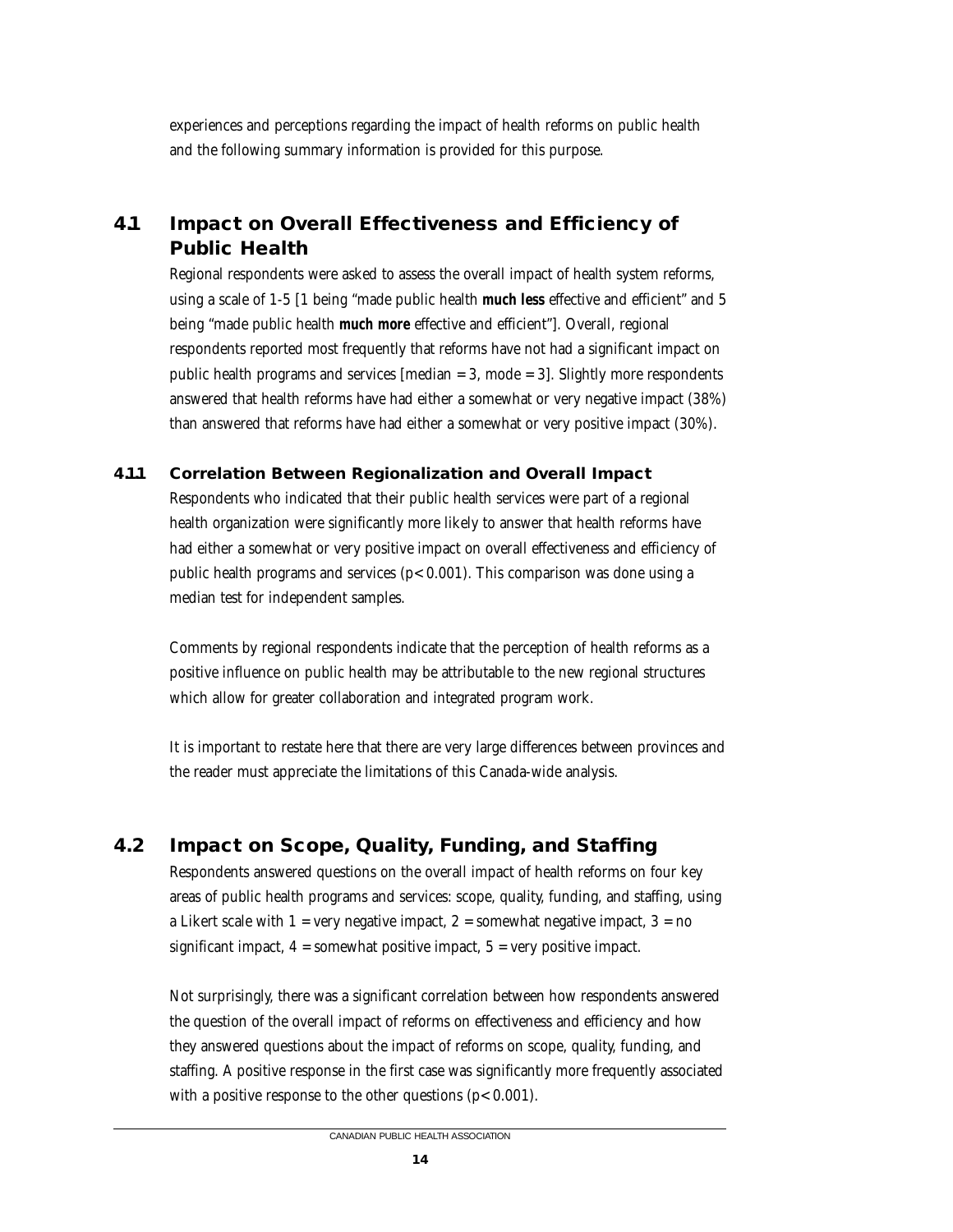experiences and perceptions regarding the impact of health reforms on public health and the following summary information is provided for this purpose.

## 4.1 Impact on Overall Effectiveness and Efficiency of Public Health

Regional respondents were asked to assess the overall impact of health system reforms, using a scale of 1-5 [1 being "made public health **much less** effective and efficient" and 5 being "made public health **much more** effective and efficient"]. Overall, regional respondents reported most frequently that reforms have not had a significant impact on public health programs and services [median = 3, mode = 3]. Slightly more respondents answered that health reforms have had either a somewhat or very negative impact (38%) than answered that reforms have had either a somewhat or very positive impact (30%).

### 4.1.1 Correlation Between Regionalization and Overall Impact

Respondents who indicated that their public health services were part of a regional health organization were significantly more likely to answer that health reforms have had either a somewhat or very positive impact on overall effectiveness and efficiency of public health programs and services ($p < 0.001$). This comparison was done using a median test for independent samples.

Comments by regional respondents indicate that the perception of health reforms as a positive influence on public health may be attributable to the new regional structures which allow for greater collaboration and integrated program work.

It is important to restate here that there are very large differences between provinces and the reader must appreciate the limitations of this Canada-wide analysis.

## 4.2 Impact on Scope, Quality, Funding, and Staffing

Respondents answered questions on the overall impact of health reforms on four key areas of public health programs and services: scope, quality, funding, and staffing, using a Likert scale with 1 = very negative impact, 2 = somewhat negative impact, 3 = no significant impact, 4 = somewhat positive impact, 5 = very positive impact.

Not surprisingly, there was a significant correlation between how respondents answered the question of the overall impact of reforms on effectiveness and efficiency and how they answered questions about the impact of reforms on scope, quality, funding, and staffing. A positive response in the first case was significantly more frequently associated with a positive response to the other questions ($p < 0.001$).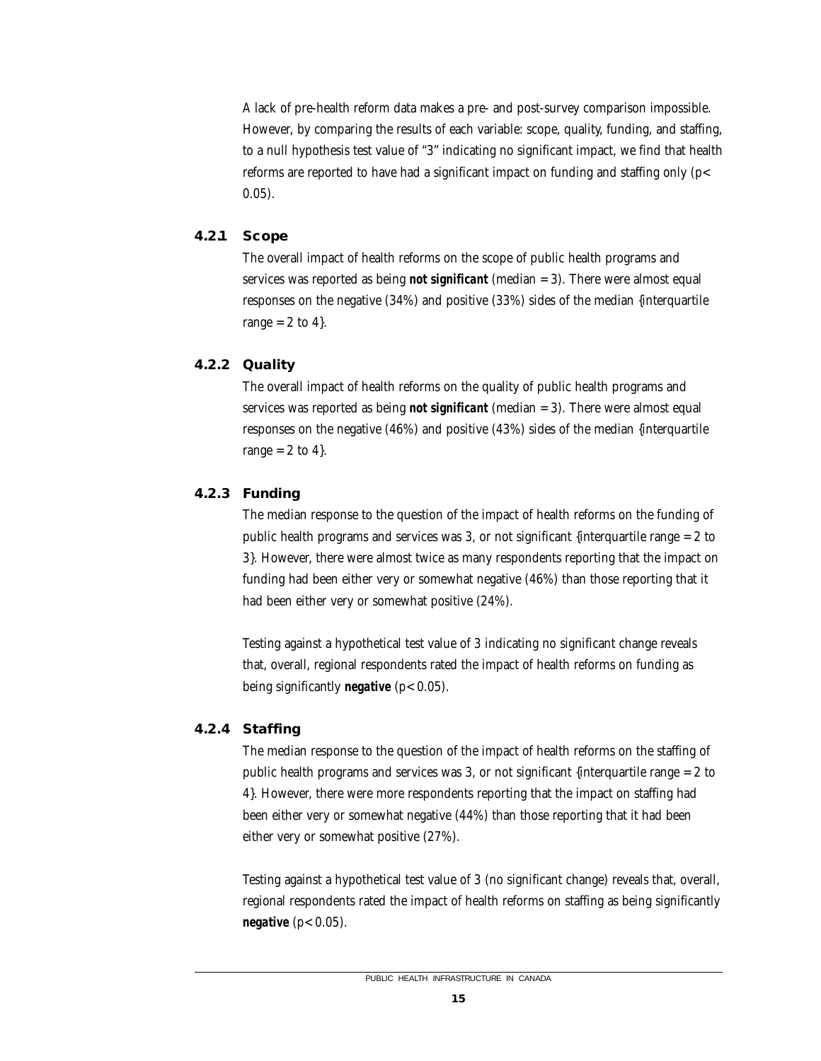A lack of pre-health reform data makes a pre- and post-survey comparison impossible. However, by comparing the results of each variable: scope, quality, funding, and staffing, to a null hypothesis test value of "3" indicating no significant impact, we find that health reforms are reported to have had a significant impact on funding and staffing only ($p < 0.05$).

### 4.2.1 Scope

The overall impact of health reforms on the scope of public health programs and services was reported as being ***not significant*** (median = 3). There were almost equal responses on the negative (34%) and positive (33%) sides of the median {interquartile range = 2 to 4}.

### 4.2.2 Quality

The overall impact of health reforms on the quality of public health programs and services was reported as being ***not significant*** (median = 3). There were almost equal responses on the negative (46%) and positive (43%) sides of the median {interquartile range = 2 to 4}.

### 4.2.3 Funding

The median response to the question of the impact of health reforms on the funding of public health programs and services was 3, or not significant {interquartile range = 2 to 3}. However, there were almost twice as many respondents reporting that the impact on funding had been either very or somewhat negative (46%) than those reporting that it had been either very or somewhat positive (24%).

Testing against a hypothetical test value of 3 indicating no significant change reveals that, overall, regional respondents rated the impact of health reforms on funding as being significantly ***negative*** ($p < 0.05$).

### 4.2.4 Staffing

The median response to the question of the impact of health reforms on the staffing of public health programs and services was 3, or not significant {interquartile range = 2 to 4}. However, there were more respondents reporting that the impact on staffing had been either very or somewhat negative (44%) than those reporting that it had been either very or somewhat positive (27%).

Testing against a hypothetical test value of 3 (no significant change) reveals that, overall, regional respondents rated the impact of health reforms on staffing as being significantly ***negative*** ($p < 0.05$).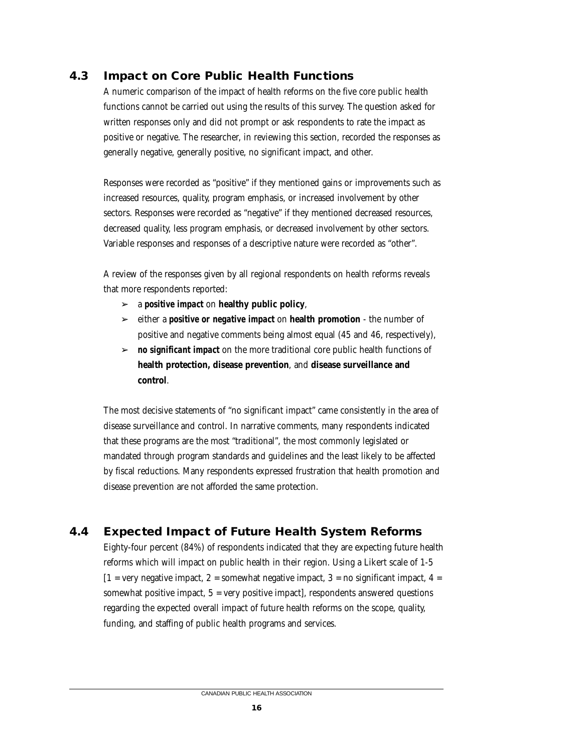## 4.3 Impact on Core Public Health Functions

A numeric comparison of the impact of health reforms on the five core public health functions cannot be carried out using the results of this survey. The question asked for written responses only and did not prompt or ask respondents to rate the impact as positive or negative. The researcher, in reviewing this section, recorded the responses as generally negative, generally positive, no significant impact, and other.

Responses were recorded as "positive" if they mentioned gains or improvements such as increased resources, quality, program emphasis, or increased involvement by other sectors. Responses were recorded as "negative" if they mentioned decreased resources, decreased quality, less program emphasis, or decreased involvement by other sectors. Variable responses and responses of a descriptive nature were recorded as "other".

A review of the responses given by all regional respondents on health reforms reveals that more respondents reported:

- a ***positive impact*** on **healthy public policy**,
- either a ***positive or negative impact*** on **health promotion** - the number of positive and negative comments being almost equal (45 and 46, respectively),
- ***no significant impact*** on the more traditional core public health functions of **health protection, disease prevention**, and **disease surveillance and control**.

The most decisive statements of "no significant impact" came consistently in the area of disease surveillance and control. In narrative comments, many respondents indicated that these programs are the most "traditional", the most commonly legislated or mandated through program standards and guidelines and the least likely to be affected by fiscal reductions. Many respondents expressed frustration that health promotion and disease prevention are not afforded the same protection.

## 4.4 Expected Impact of Future Health System Reforms

Eighty-four percent (84%) of respondents indicated that they are expecting future health reforms which will impact on public health in their region. Using a Likert scale of 1-5 [1 = very negative impact, 2 = somewhat negative impact, 3 = no significant impact, 4 = somewhat positive impact, 5 = very positive impact], respondents answered questions regarding the expected overall impact of future health reforms on the scope, quality, funding, and staffing of public health programs and services.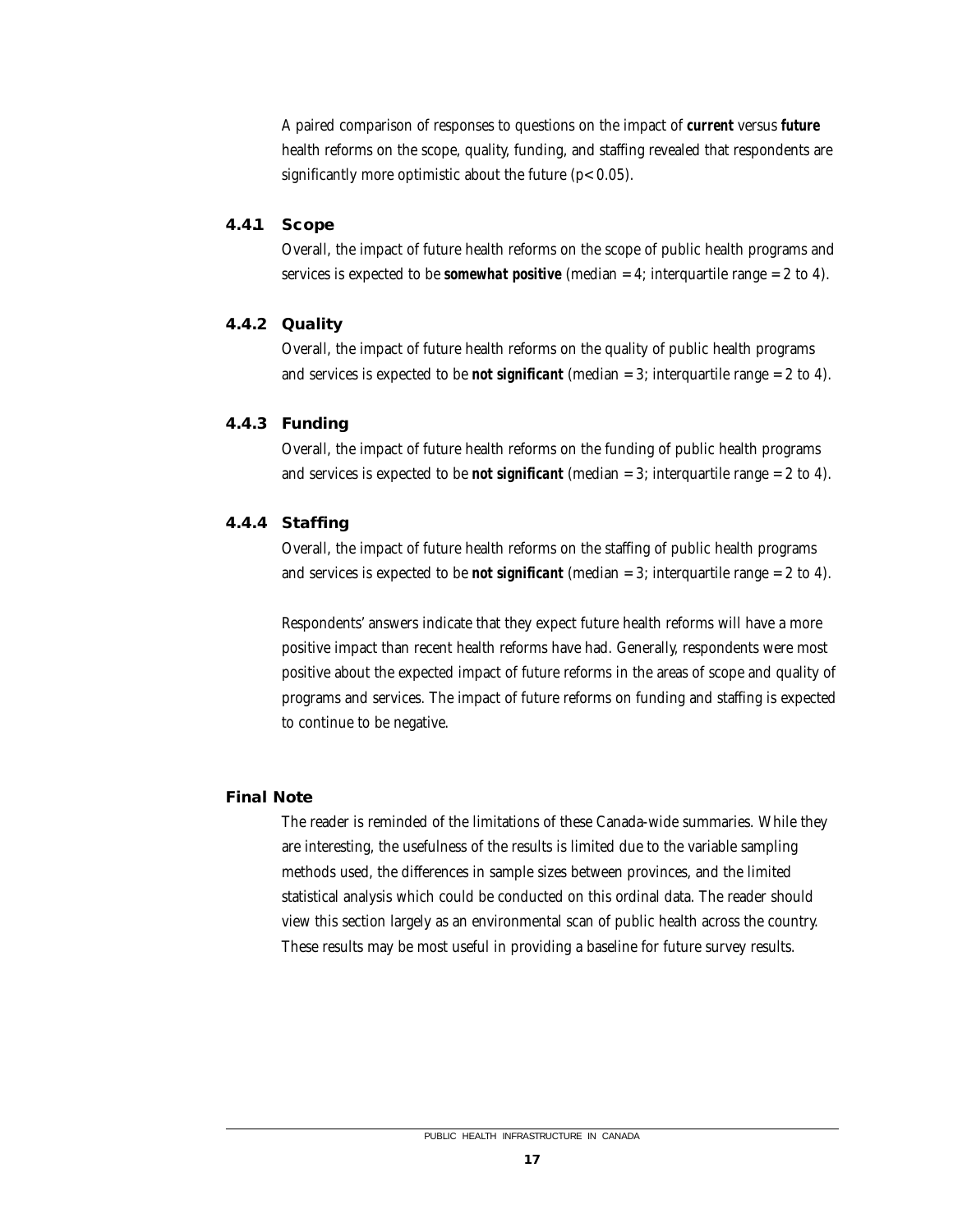A paired comparison of responses to questions on the impact of ***current*** versus ***future*** health reforms on the scope, quality, funding, and staffing revealed that respondents are significantly more optimistic about the future ($p < 0.05$).

### 4.4.1 Scope

Overall, the impact of future health reforms on the scope of public health programs and services is expected to be ***somewhat positive*** (median = 4; interquartile range = 2 to 4).

### 4.4.2 Quality

Overall, the impact of future health reforms on the quality of public health programs and services is expected to be ***not significant*** (median = 3; interquartile range = 2 to 4).

### 4.4.3 Funding

Overall, the impact of future health reforms on the funding of public health programs and services is expected to be ***not significant*** (median = 3; interquartile range = 2 to 4).

### 4.4.4 Staffing

Overall, the impact of future health reforms on the staffing of public health programs and services is expected to be ***not significant*** (median = 3; interquartile range = 2 to 4).

Respondents' answers indicate that they expect future health reforms will have a more positive impact than recent health reforms have had. Generally, respondents were most positive about the expected impact of future reforms in the areas of scope and quality of programs and services. The impact of future reforms on funding and staffing is expected to continue to be negative.

## Final Note

The reader is reminded of the limitations of these Canada-wide summaries. While they are interesting, the usefulness of the results is limited due to the variable sampling methods used, the differences in sample sizes between provinces, and the limited statistical analysis which could be conducted on this ordinal data. The reader should view this section largely as an environmental scan of public health across the country. These results may be most useful in providing a baseline for future survey results.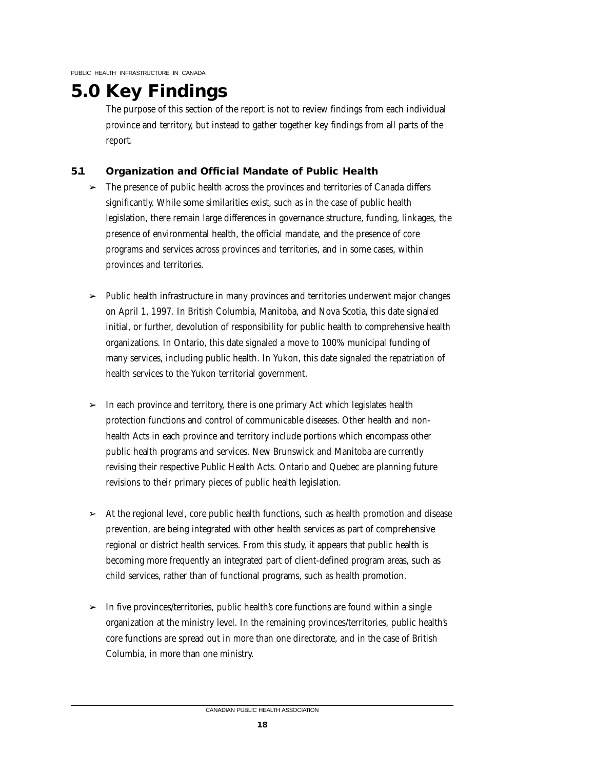# 5.0 Key Findings

The purpose of this section of the report is not to review findings from each individual province and territory, but instead to gather together key findings from all parts of the report.

## 5.1 Organization and Official Mandate of Public Health

- The presence of public health across the provinces and territories of Canada differs significantly. While some similarities exist, such as in the case of public health legislation, there remain large differences in governance structure, funding, linkages, the presence of environmental health, the official mandate, and the presence of core programs and services across provinces and territories, and in some cases, within provinces and territories.

- Public health infrastructure in many provinces and territories underwent major changes on April 1, 1997. In British Columbia, Manitoba, and Nova Scotia, this date signaled initial, or further, devolution of responsibility for public health to comprehensive health organizations. In Ontario, this date signaled a move to 100% municipal funding of many services, including public health. In Yukon, this date signaled the repatriation of health services to the Yukon territorial government.

- In each province and territory, there is one primary Act which legislates health protection functions and control of communicable diseases. Other health and non-health Acts in each province and territory include portions which encompass other public health programs and services. New Brunswick and Manitoba are currently revising their respective Public Health Acts. Ontario and Quebec are planning future revisions to their primary pieces of public health legislation.

- At the regional level, core public health functions, such as health promotion and disease prevention, are being integrated with other health services as part of comprehensive regional or district health services. From this study, it appears that public health is becoming more frequently an integrated part of client-defined program areas, such as child services, rather than of functional programs, such as health promotion.

- In five provinces/territories, public health's core functions are found within a single organization at the ministry level. In the remaining provinces/territories, public health's core functions are spread out in more than one directorate, and in the case of British Columbia, in more than one ministry.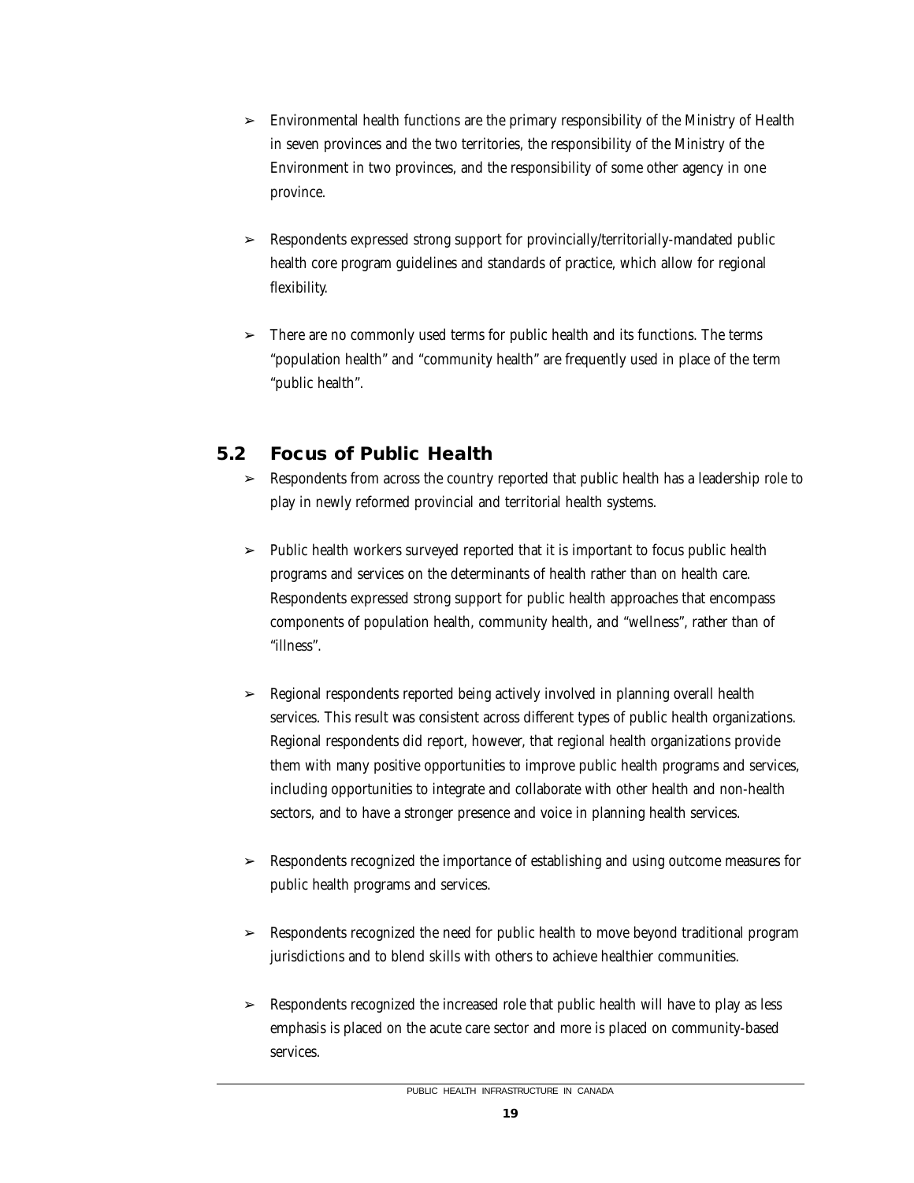- Environmental health functions are the primary responsibility of the Ministry of Health in seven provinces and the two territories, the responsibility of the Ministry of the Environment in two provinces, and the responsibility of some other agency in one province.

- Respondents expressed strong support for provincially/territorially-mandated public health core program guidelines and standards of practice, which allow for regional flexibility.

- There are no commonly used terms for public health and its functions. The terms "population health" and "community health" are frequently used in place of the term "public health".

## 5.2 Focus of Public Health

- Respondents from across the country reported that public health has a leadership role to play in newly reformed provincial and territorial health systems.

- Public health workers surveyed reported that it is important to focus public health programs and services on the determinants of health rather than on health care. Respondents expressed strong support for public health approaches that encompass components of population health, community health, and "wellness", rather than of "illness".

- Regional respondents reported being actively involved in planning overall health services. This result was consistent across different types of public health organizations. Regional respondents did report, however, that regional health organizations provide them with many positive opportunities to improve public health programs and services, including opportunities to integrate and collaborate with other health and non-health sectors, and to have a stronger presence and voice in planning health services.

- Respondents recognized the importance of establishing and using outcome measures for public health programs and services.

- Respondents recognized the need for public health to move beyond traditional program jurisdictions and to blend skills with others to achieve healthier communities.

- Respondents recognized the increased role that public health will have to play as less emphasis is placed on the acute care sector and more is placed on community-based services.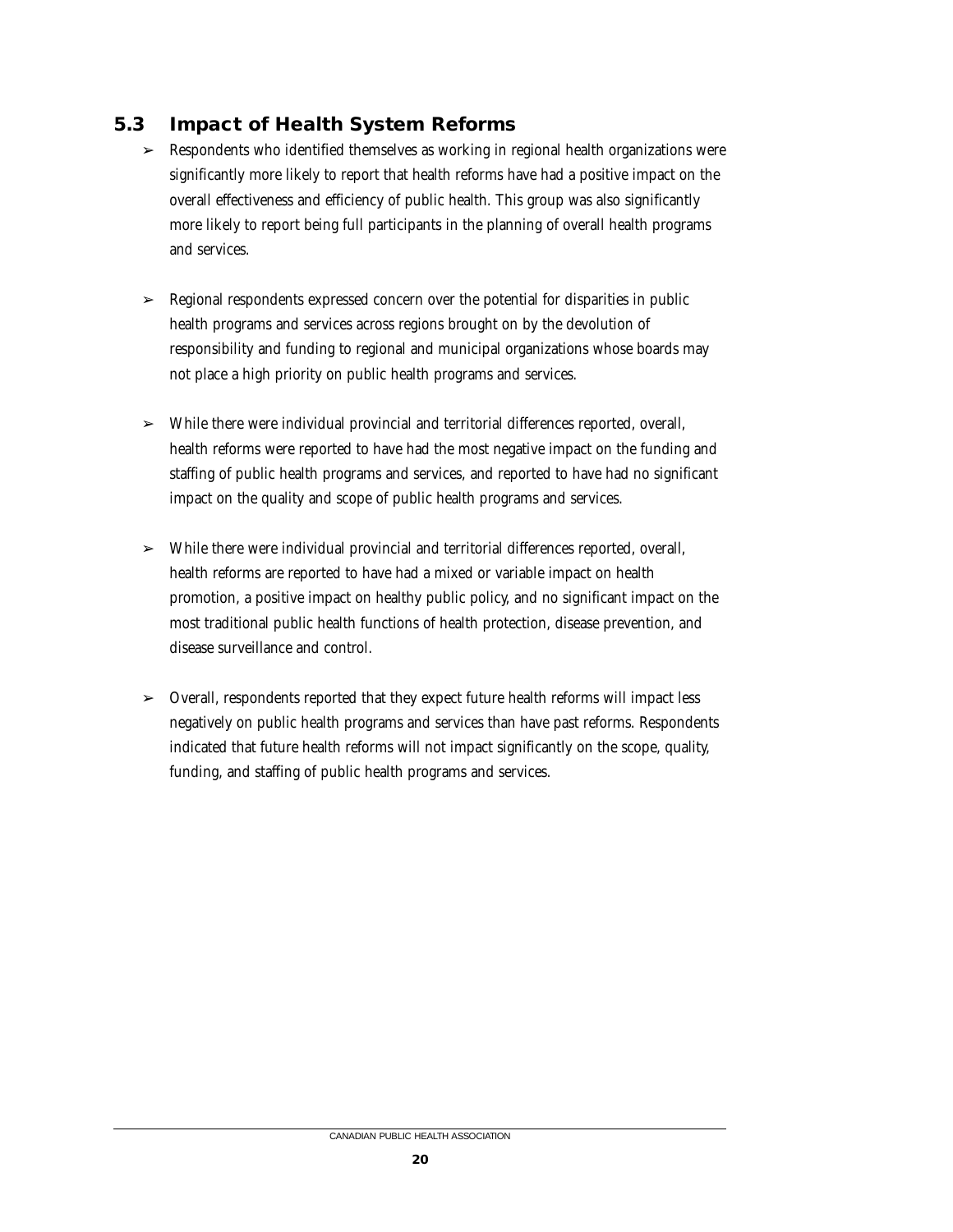## 5.3 Impact of Health System Reforms

- Respondents who identified themselves as working in regional health organizations were significantly more likely to report that health reforms have had a positive impact on the overall effectiveness and efficiency of public health. This group was also significantly more likely to report being full participants in the planning of overall health programs and services.

- Regional respondents expressed concern over the potential for disparities in public health programs and services across regions brought on by the devolution of responsibility and funding to regional and municipal organizations whose boards may not place a high priority on public health programs and services.

- While there were individual provincial and territorial differences reported, overall, health reforms were reported to have had the most negative impact on the funding and staffing of public health programs and services, and reported to have had no significant impact on the quality and scope of public health programs and services.

- While there were individual provincial and territorial differences reported, overall, health reforms are reported to have had a mixed or variable impact on health promotion, a positive impact on healthy public policy, and no significant impact on the most traditional public health functions of health protection, disease prevention, and disease surveillance and control.

- Overall, respondents reported that they expect future health reforms will impact less negatively on public health programs and services than have past reforms. Respondents indicated that future health reforms will not impact significantly on the scope, quality, funding, and staffing of public health programs and services.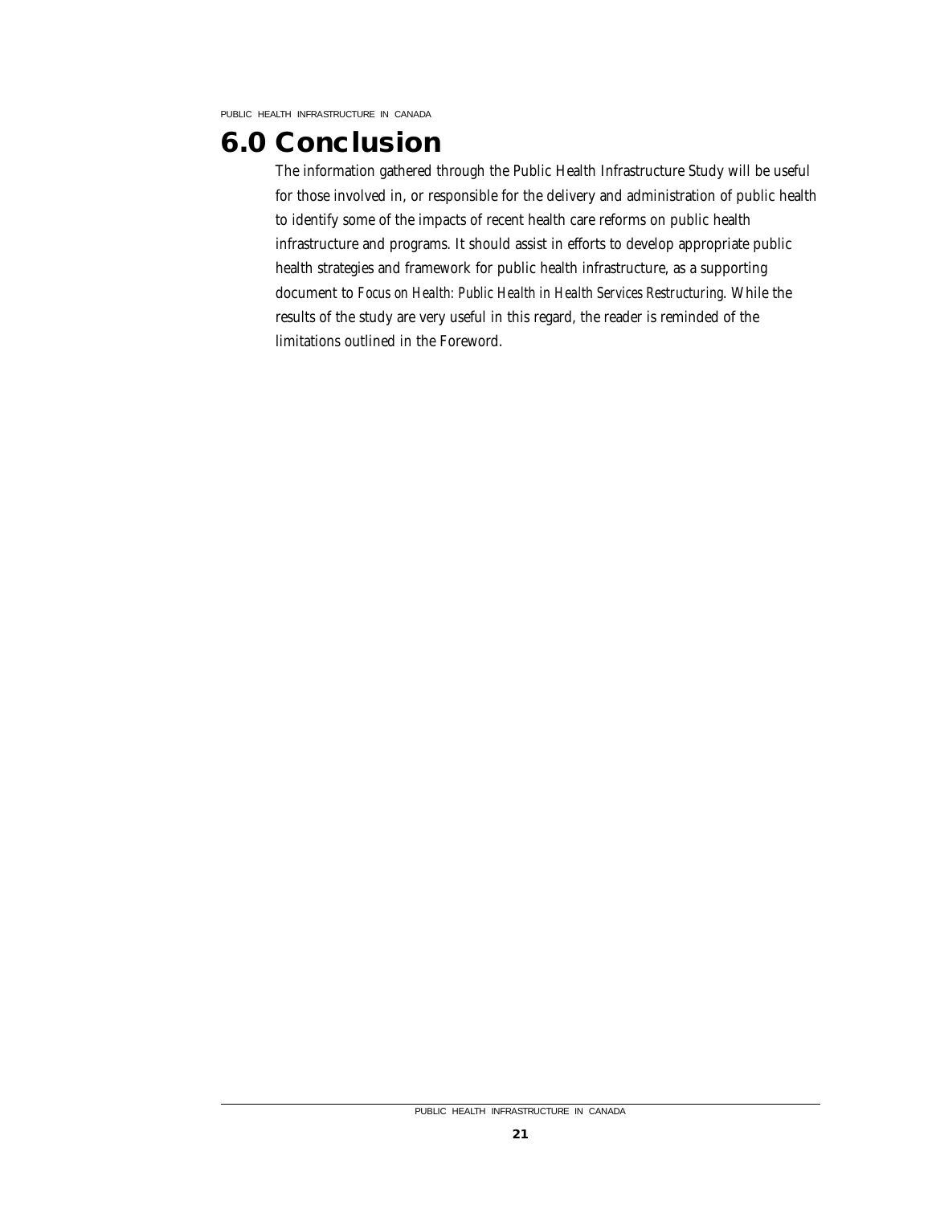# 6.0 Conclusion

The information gathered through the Public Health Infrastructure Study will be useful for those involved in, or responsible for the delivery and administration of public health to identify some of the impacts of recent health care reforms on public health infrastructure and programs. It should assist in efforts to develop appropriate public health strategies and framework for public health infrastructure, as a supporting document to *Focus on Health: Public Health in Health Services Restructuring*. While the results of the study are very useful in this regard, the reader is reminded of the limitations outlined in the Foreword.